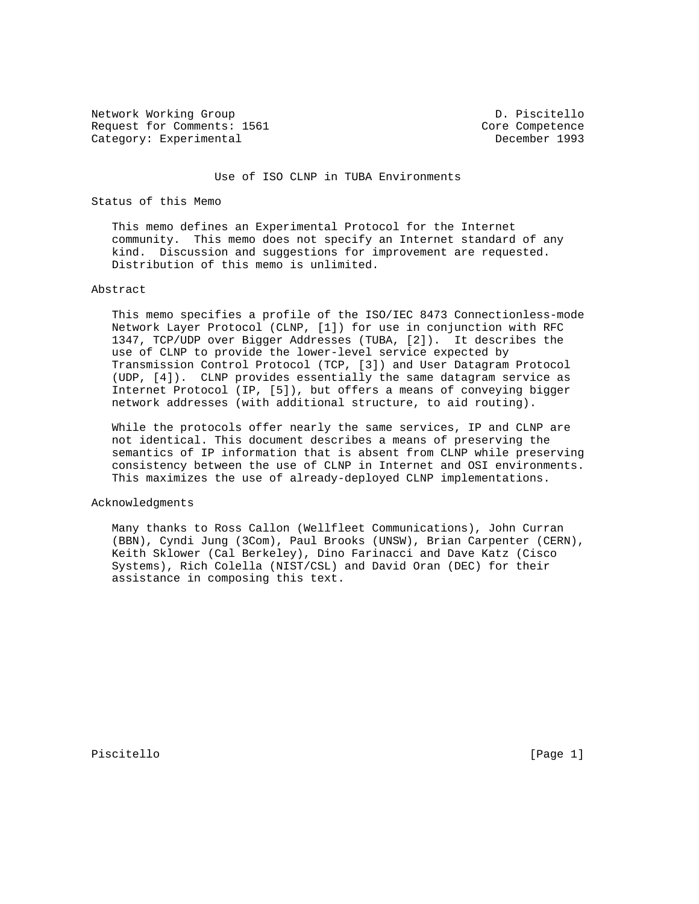Network Working Group D. Piscitello
Request for Comments: 1561 Core Competence
Category: Experimental December 1993

# Use of ISO CLNP in TUBA Environments

## Status of this Memo

This memo defines an Experimental Protocol for the Internet community. This memo does not specify an Internet standard of any kind. Discussion and suggestions for improvement are requested. Distribution of this memo is unlimited.

## Abstract

This memo specifies a profile of the ISO/IEC 8473 Connectionless-mode Network Layer Protocol (CLNP, [1]) for use in conjunction with RFC 1347, TCP/UDP over Bigger Addresses (TUBA, [2]). It describes the use of CLNP to provide the lower-level service expected by Transmission Control Protocol (TCP, [3]) and User Datagram Protocol (UDP, [4]). CLNP provides essentially the same datagram service as Internet Protocol (IP, [5]), but offers a means of conveying bigger network addresses (with additional structure, to aid routing).

While the protocols offer nearly the same services, IP and CLNP are not identical. This document describes a means of preserving the semantics of IP information that is absent from CLNP while preserving consistency between the use of CLNP in Internet and OSI environments. This maximizes the use of already-deployed CLNP implementations.

## Acknowledgments

Many thanks to Ross Callon (Wellfleet Communications), John Curran (BBN), Cyndi Jung (3Com), Paul Brooks (UNSW), Brian Carpenter (CERN), Keith Sklower (Cal Berkeley), Dino Farinacci and Dave Katz (Cisco Systems), Rich Colella (NIST/CSL) and David Oran (DEC) for their assistance in composing this text.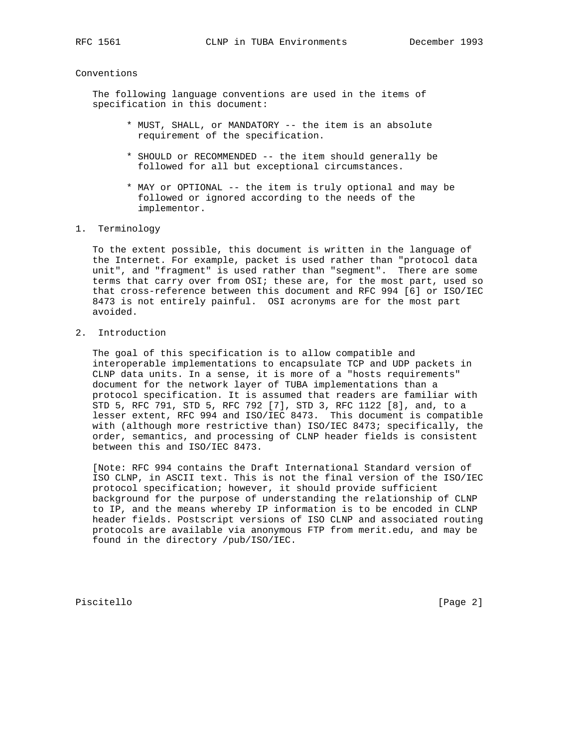## Conventions

The following language conventions are used in the items of specification in this document:

* MUST, SHALL, or MANDATORY -- the item is an absolute requirement of the specification.

* SHOULD or RECOMMENDED -- the item should generally be followed for all but exceptional circumstances.

* MAY or OPTIONAL -- the item is truly optional and may be followed or ignored according to the needs of the implementor.

## 1. Terminology

To the extent possible, this document is written in the language of the Internet. For example, packet is used rather than "protocol data unit", and "fragment" is used rather than "segment". There are some terms that carry over from OSI; these are, for the most part, used so that cross-reference between this document and RFC 994 [6] or ISO/IEC 8473 is not entirely painful. OSI acronyms are for the most part avoided.

## 2. Introduction

The goal of this specification is to allow compatible and interoperable implementations to encapsulate TCP and UDP packets in CLNP data units. In a sense, it is more of a "hosts requirements" document for the network layer of TUBA implementations than a protocol specification. It is assumed that readers are familiar with STD 5, RFC 791, STD 5, RFC 792 [7], STD 3, RFC 1122 [8], and, to a lesser extent, RFC 994 and ISO/IEC 8473. This document is compatible with (although more restrictive than) ISO/IEC 8473; specifically, the order, semantics, and processing of CLNP header fields is consistent between this and ISO/IEC 8473.

[Note: RFC 994 contains the Draft International Standard version of ISO CLNP, in ASCII text. This is not the final version of the ISO/IEC protocol specification; however, it should provide sufficient background for the purpose of understanding the relationship of CLNP to IP, and the means whereby IP information is to be encoded in CLNP header fields. Postscript versions of ISO CLNP and associated routing protocols are available via anonymous FTP from merit.edu, and may be found in the directory /pub/ISO/IEC.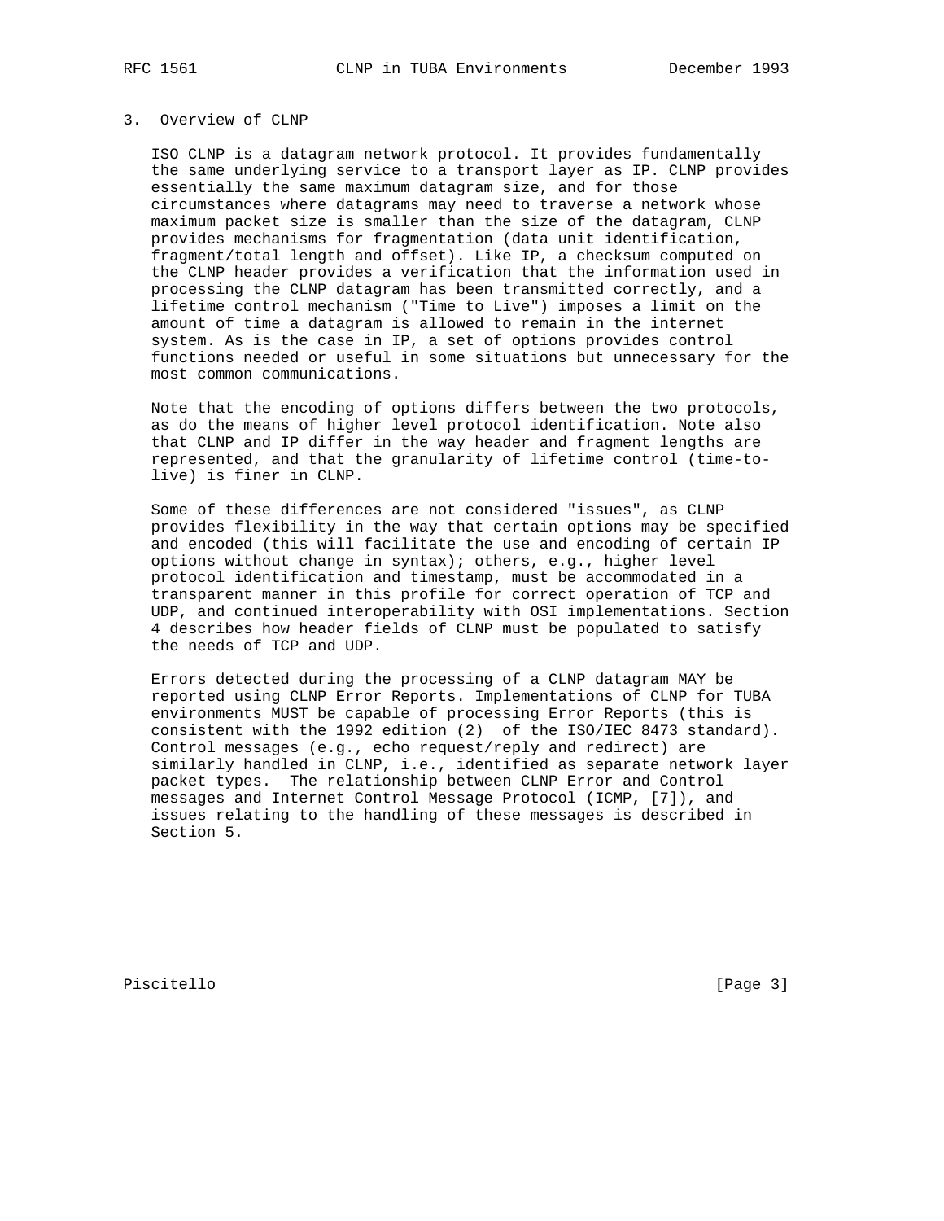## 3. Overview of CLNP

ISO CLNP is a datagram network protocol. It provides fundamentally the same underlying service to a transport layer as IP. CLNP provides essentially the same maximum datagram size, and for those circumstances where datagrams may need to traverse a network whose maximum packet size is smaller than the size of the datagram, CLNP provides mechanisms for fragmentation (data unit identification, fragment/total length and offset). Like IP, a checksum computed on the CLNP header provides a verification that the information used in processing the CLNP datagram has been transmitted correctly, and a lifetime control mechanism ("Time to Live") imposes a limit on the amount of time a datagram is allowed to remain in the internet system. As is the case in IP, a set of options provides control functions needed or useful in some situations but unnecessary for the most common communications.

Note that the encoding of options differs between the two protocols, as do the means of higher level protocol identification. Note also that CLNP and IP differ in the way header and fragment lengths are represented, and that the granularity of lifetime control (time-to-live) is finer in CLNP.

Some of these differences are not considered "issues", as CLNP provides flexibility in the way that certain options may be specified and encoded (this will facilitate the use and encoding of certain IP options without change in syntax); others, e.g., higher level protocol identification and timestamp, must be accommodated in a transparent manner in this profile for correct operation of TCP and UDP, and continued interoperability with OSI implementations. Section 4 describes how header fields of CLNP must be populated to satisfy the needs of TCP and UDP.

Errors detected during the processing of a CLNP datagram MAY be reported using CLNP Error Reports. Implementations of CLNP for TUBA environments MUST be capable of processing Error Reports (this is consistent with the 1992 edition (2) of the ISO/IEC 8473 standard). Control messages (e.g., echo request/reply and redirect) are similarly handled in CLNP, i.e., identified as separate network layer packet types. The relationship between CLNP Error and Control messages and Internet Control Message Protocol (ICMP, [7]), and issues relating to the handling of these messages is described in Section 5.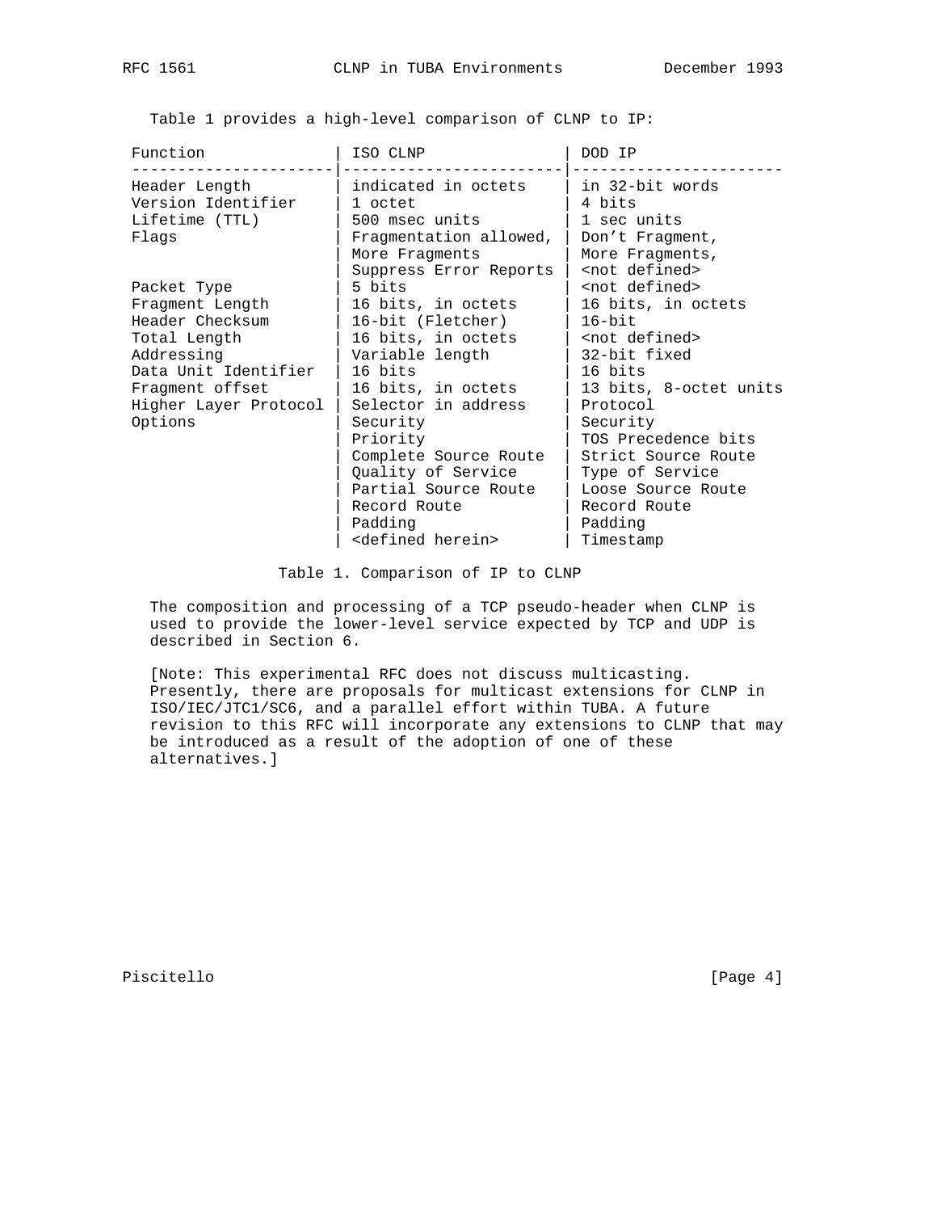Table 1 provides a high-level comparison of CLNP to IP:

| Function | ISO CLNP | DOD IP |
|---|---|---|
| Header Length | indicated in octets | in 32-bit words |
| Version Identifier | 1 octet | 4 bits |
| Lifetime (TTL) | 500 msec units | 1 sec units |
| Flags | Fragmentation allowed, More Fragments Suppress Error Reports | Don't Fragment, More Fragments, <not defined> |
| Packet Type | 5 bits | <not defined> |
| Fragment Length | 16 bits, in octets | 16 bits, in octets |
| Header Checksum | 16-bit (Fletcher) | 16-bit |
| Total Length | 16 bits, in octets | <not defined> |
| Addressing | Variable length | 32-bit fixed |
| Data Unit Identifier | 16 bits | 16 bits |
| Fragment offset | 16 bits, in octets | 13 bits, 8-octet units |
| Higher Layer Protocol | Selector in address | Protocol |
| Options | Security | Security |
| | Priority | TOS Precedence bits |
| | Complete Source Route | Strict Source Route |
| | Quality of Service | Type of Service |
| | Partial Source Route | Loose Source Route |
| | Record Route | Record Route |
| | Padding | Padding |
| | <defined herein> | Timestamp |

Table 1. Comparison of IP to CLNP

The composition and processing of a TCP pseudo-header when CLNP is used to provide the lower-level service expected by TCP and UDP is described in Section 6.

[Note: This experimental RFC does not discuss multicasting. Presently, there are proposals for multicast extensions for CLNP in ISO/IEC/JTC1/SC6, and a parallel effort within TUBA. A future revision to this RFC will incorporate any extensions to CLNP that may be introduced as a result of the adoption of one of these alternatives.]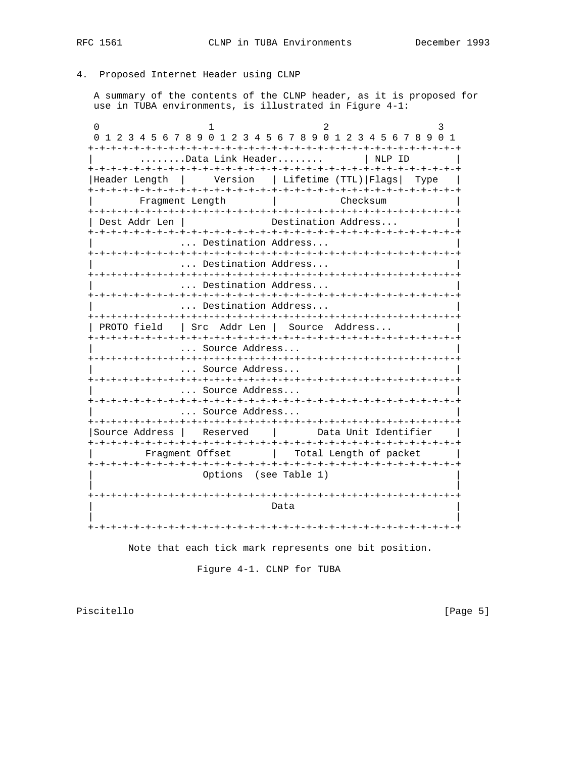## 4. Proposed Internet Header using CLNP

A summary of the contents of the CLNP header, as it is proposed for use in TUBA environments, is illustrated in Figure 4-1:

```
 0                   1                   2                   3
 0 1 2 3 4 5 6 7 8 9 0 1 2 3 4 5 6 7 8 9 0 1 2 3 4 5 6 7 8 9 0 1
+-+-+-+-+-+-+-+-+-+-+-+-+-+-+-+-+-+-+-+-+-+-+-+-+-+-+-+-+-+-+-+-+
|        ........Data Link Header........       | NLP ID        |
+-+-+-+-+-+-+-+-+-+-+-+-+-+-+-+-+-+-+-+-+-+-+-+-+-+-+-+-+-+-+-+-+
|Header Length  |     Version   | Lifetime (TTL)|Flags|  Type   |
+-+-+-+-+-+-+-+-+-+-+-+-+-+-+-+-+-+-+-+-+-+-+-+-+-+-+-+-+-+-+-+-+
|        Fragment Length        |           Checksum            |
+-+-+-+-+-+-+-+-+-+-+-+-+-+-+-+-+-+-+-+-+-+-+-+-+-+-+-+-+-+-+-+-+
| Dest Addr Len |              Destination Address...           |
+-+-+-+-+-+-+-+-+-+-+-+-+-+-+-+-+-+-+-+-+-+-+-+-+-+-+-+-+-+-+-+-+
|               ... Destination Address...                      |
+-+-+-+-+-+-+-+-+-+-+-+-+-+-+-+-+-+-+-+-+-+-+-+-+-+-+-+-+-+-+-+-+
|               ... Destination Address...                      |
+-+-+-+-+-+-+-+-+-+-+-+-+-+-+-+-+-+-+-+-+-+-+-+-+-+-+-+-+-+-+-+-+
|               ... Destination Address...                      |
+-+-+-+-+-+-+-+-+-+-+-+-+-+-+-+-+-+-+-+-+-+-+-+-+-+-+-+-+-+-+-+-+
|               ... Destination Address...                      |
+-+-+-+-+-+-+-+-+-+-+-+-+-+-+-+-+-+-+-+-+-+-+-+-+-+-+-+-+-+-+-+-+
| PROTO field   | Src  Addr Len |  Source  Address...           |
+-+-+-+-+-+-+-+-+-+-+-+-+-+-+-+-+-+-+-+-+-+-+-+-+-+-+-+-+-+-+-+-+
|               ... Source Address...                           |
+-+-+-+-+-+-+-+-+-+-+-+-+-+-+-+-+-+-+-+-+-+-+-+-+-+-+-+-+-+-+-+-+
|               ... Source Address...                           |
+-+-+-+-+-+-+-+-+-+-+-+-+-+-+-+-+-+-+-+-+-+-+-+-+-+-+-+-+-+-+-+-+
|               ... Source Address...                           |
+-+-+-+-+-+-+-+-+-+-+-+-+-+-+-+-+-+-+-+-+-+-+-+-+-+-+-+-+-+-+-+-+
|               ... Source Address...                           |
+-+-+-+-+-+-+-+-+-+-+-+-+-+-+-+-+-+-+-+-+-+-+-+-+-+-+-+-+-+-+-+-+
|Source Address |   Reserved    |       Data Unit Identifier    |
+-+-+-+-+-+-+-+-+-+-+-+-+-+-+-+-+-+-+-+-+-+-+-+-+-+-+-+-+-+-+-+-+
|         Fragment Offset       |   Total Length of packet      |
+-+-+-+-+-+-+-+-+-+-+-+-+-+-+-+-+-+-+-+-+-+-+-+-+-+-+-+-+-+-+-+-+
|                   Options  (see Table 1)                      |
|                                                               |
+-+-+-+-+-+-+-+-+-+-+-+-+-+-+-+-+-+-+-+-+-+-+-+-+-+-+-+-+-+-+-+-+
|                               Data                            |
|                                                               |
+-+-+-+-+-+-+-+-+-+-+-+-+-+-+-+-+-+-+-+-+-+-+-+-+-+-+-+-+-+-+-+-+
```

Note that each tick mark represents one bit position.

Figure 4-1. CLNP for TUBA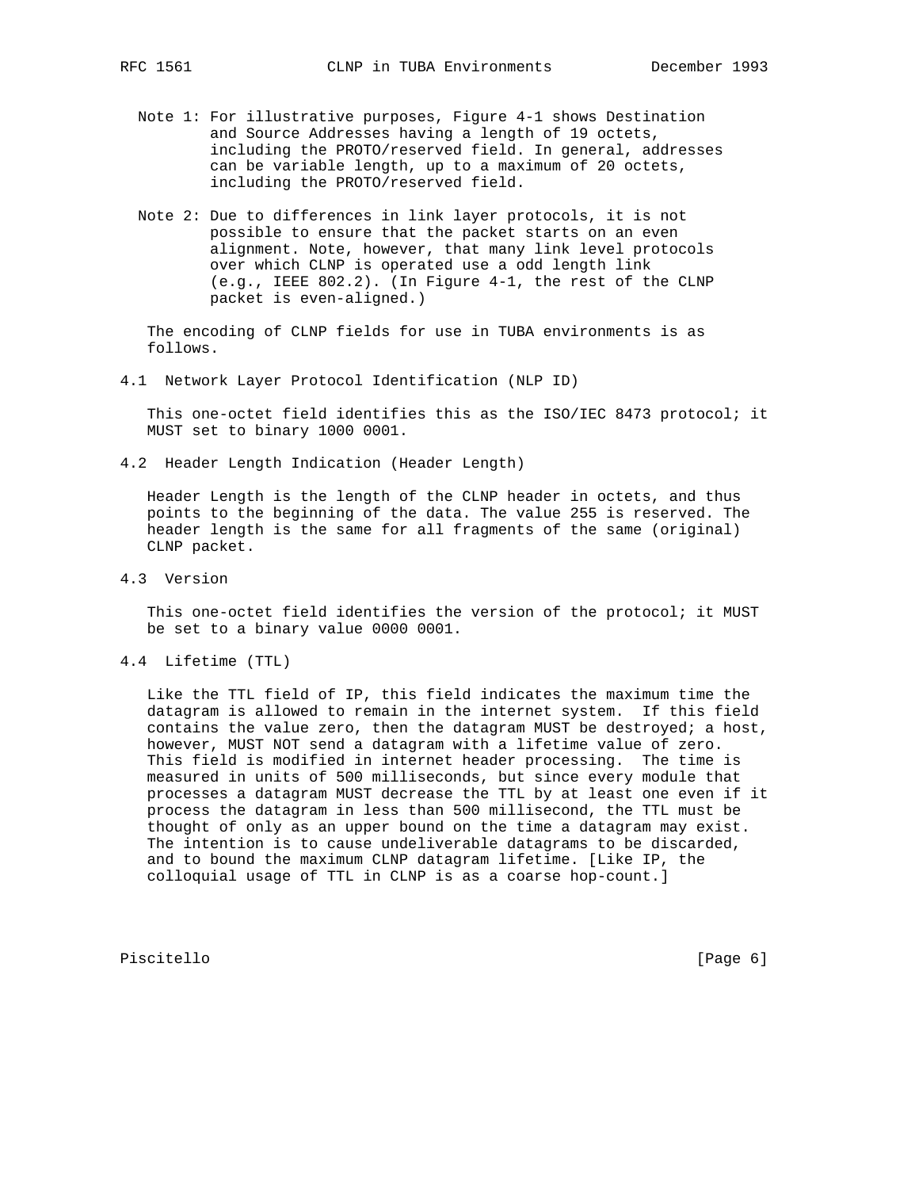Note 1: For illustrative purposes, Figure 4-1 shows Destination and Source Addresses having a length of 19 octets, including the PROTO/reserved field. In general, addresses can be variable length, up to a maximum of 20 octets, including the PROTO/reserved field.

Note 2: Due to differences in link layer protocols, it is not possible to ensure that the packet starts on an even alignment. Note, however, that many link level protocols over which CLNP is operated use a odd length link (e.g., IEEE 802.2). (In Figure 4-1, the rest of the CLNP packet is even-aligned.)

The encoding of CLNP fields for use in TUBA environments is as follows.

## 4.1 Network Layer Protocol Identification (NLP ID)

This one-octet field identifies this as the ISO/IEC 8473 protocol; it MUST set to binary 1000 0001.

## 4.2 Header Length Indication (Header Length)

Header Length is the length of the CLNP header in octets, and thus points to the beginning of the data. The value 255 is reserved. The header length is the same for all fragments of the same (original) CLNP packet.

## 4.3 Version

This one-octet field identifies the version of the protocol; it MUST be set to a binary value 0000 0001.

## 4.4 Lifetime (TTL)

Like the TTL field of IP, this field indicates the maximum time the datagram is allowed to remain in the internet system. If this field contains the value zero, then the datagram MUST be destroyed; a host, however, MUST NOT send a datagram with a lifetime value of zero. This field is modified in internet header processing. The time is measured in units of 500 milliseconds, but since every module that processes a datagram MUST decrease the TTL by at least one even if it process the datagram in less than 500 millisecond, the TTL must be thought of only as an upper bound on the time a datagram may exist. The intention is to cause undeliverable datagrams to be discarded, and to bound the maximum CLNP datagram lifetime. [Like IP, the colloquial usage of TTL in CLNP is as a coarse hop-count.]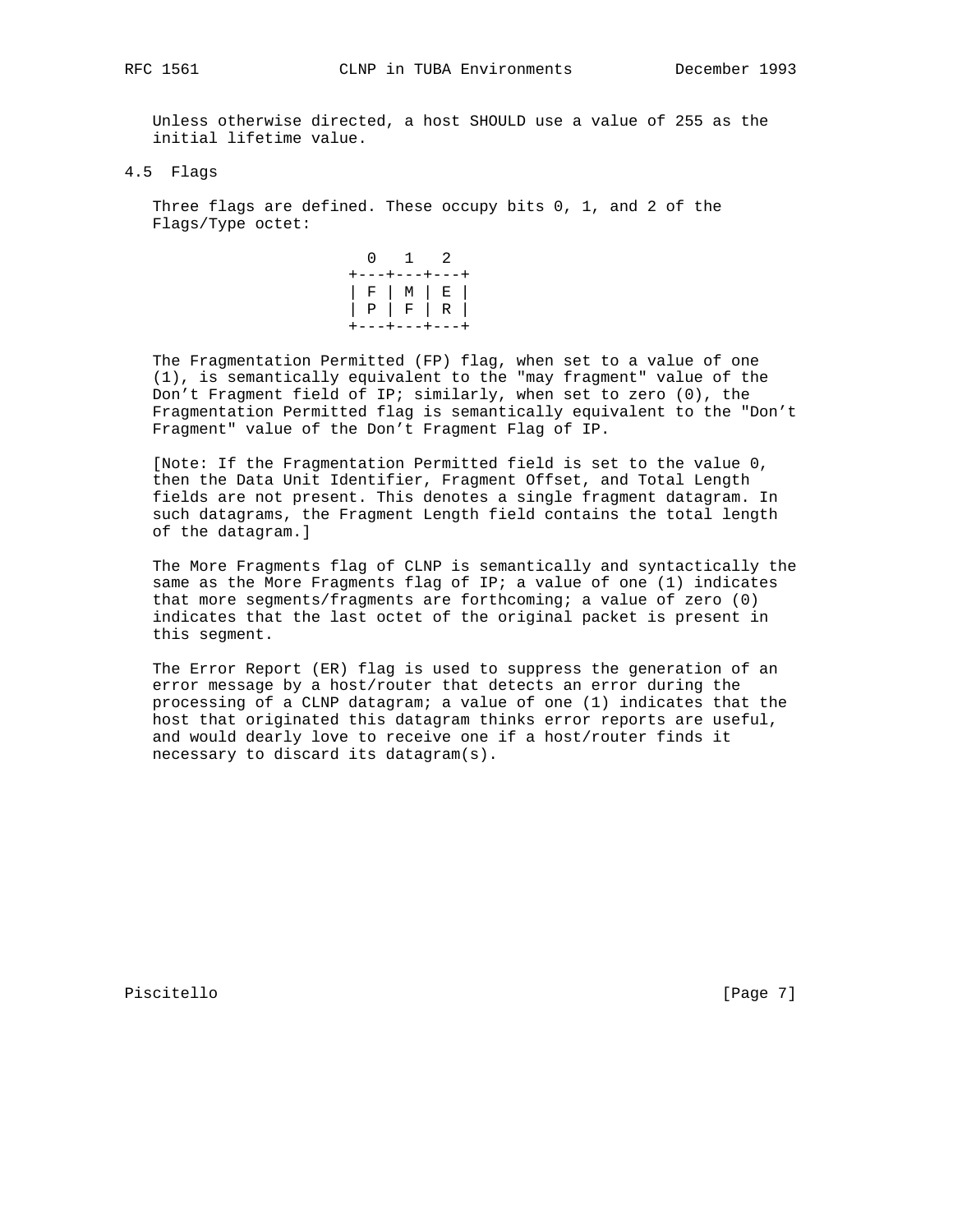Unless otherwise directed, a host SHOULD use a value of 255 as the initial lifetime value.

## 4.5 Flags

Three flags are defined. These occupy bits 0, 1, and 2 of the Flags/Type octet:

```
  0   1   2
+---+---+---+
| F | M | E |
| P | F | R |
+---+---+---+
```

The Fragmentation Permitted (FP) flag, when set to a value of one (1), is semantically equivalent to the "may fragment" value of the Don’t Fragment field of IP; similarly, when set to zero (0), the Fragmentation Permitted flag is semantically equivalent to the "Don’t Fragment" value of the Don’t Fragment Flag of IP.

[Note: If the Fragmentation Permitted field is set to the value 0, then the Data Unit Identifier, Fragment Offset, and Total Length fields are not present. This denotes a single fragment datagram. In such datagrams, the Fragment Length field contains the total length of the datagram.]

The More Fragments flag of CLNP is semantically and syntactically the same as the More Fragments flag of IP; a value of one (1) indicates that more segments/fragments are forthcoming; a value of zero (0) indicates that the last octet of the original packet is present in this segment.

The Error Report (ER) flag is used to suppress the generation of an error message by a host/router that detects an error during the processing of a CLNP datagram; a value of one (1) indicates that the host that originated this datagram thinks error reports are useful, and would dearly love to receive one if a host/router finds it necessary to discard its datagram(s).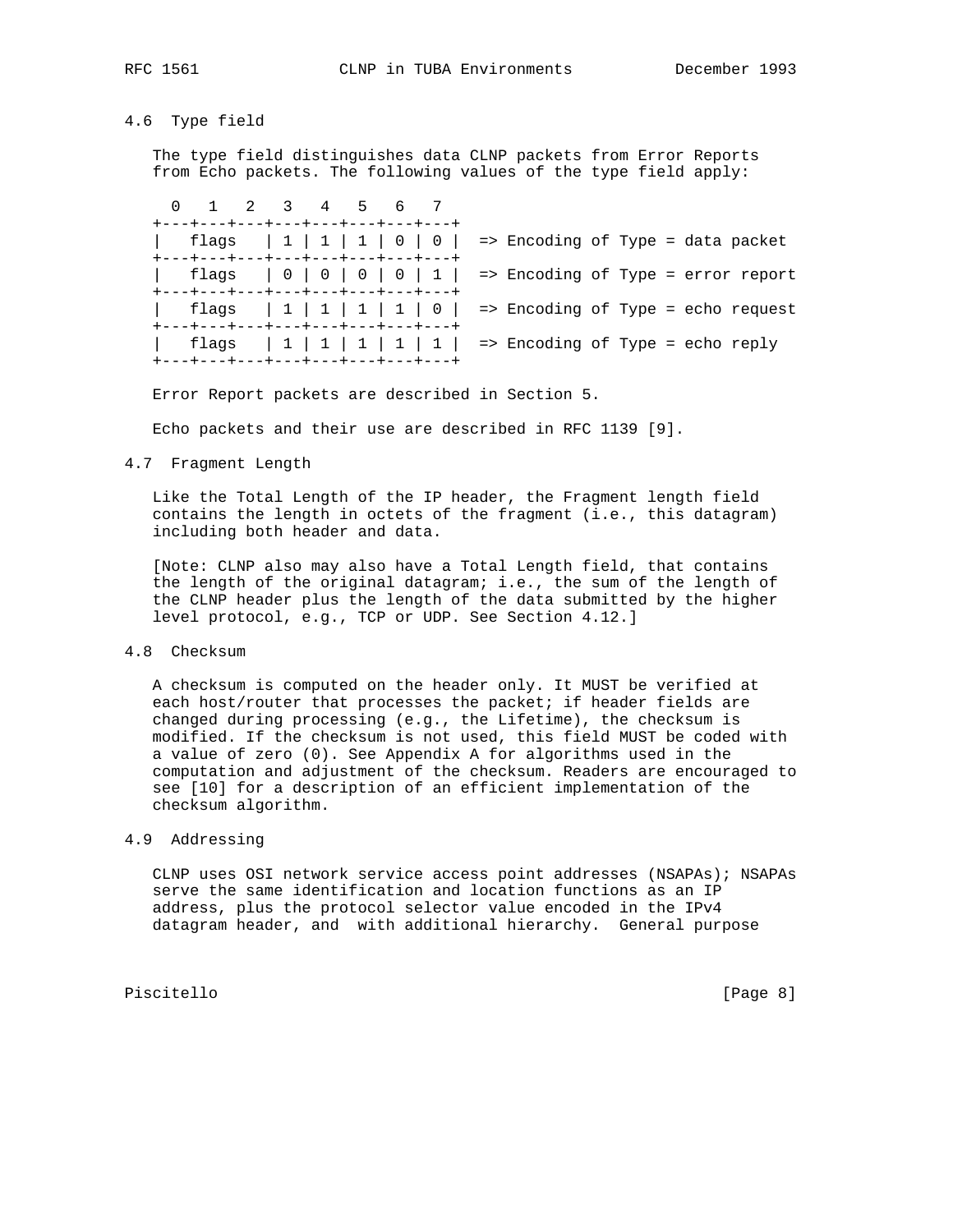### 4.6 Type field

The type field distinguishes data CLNP packets from Error Reports from Echo packets. The following values of the type field apply:

```
  0   1   2   3   4   5   6   7
+---+---+---+---+---+---+---+---+
|   flags   | 1 | 1 | 1 | 0 | 0 |  => Encoding of Type = data packet
+---+---+---+---+---+---+---+---+
|   flags   | 0 | 0 | 0 | 0 | 1 |  => Encoding of Type = error report
+---+---+---+---+---+---+---+---+
|   flags   | 1 | 1 | 1 | 1 | 0 |  => Encoding of Type = echo request
+---+---+---+---+---+---+---+---+
|   flags   | 1 | 1 | 1 | 1 | 1 |  => Encoding of Type = echo reply
+---+---+---+---+---+---+---+---+
```

Error Report packets are described in Section 5.

Echo packets and their use are described in RFC 1139 [9].

### 4.7 Fragment Length

Like the Total Length of the IP header, the Fragment length field contains the length in octets of the fragment (i.e., this datagram) including both header and data.

[Note: CLNP also may also have a Total Length field, that contains the length of the original datagram; i.e., the sum of the length of the CLNP header plus the length of the data submitted by the higher level protocol, e.g., TCP or UDP. See Section 4.12.]

### 4.8 Checksum

A checksum is computed on the header only. It MUST be verified at each host/router that processes the packet; if header fields are changed during processing (e.g., the Lifetime), the checksum is modified. If the checksum is not used, this field MUST be coded with a value of zero (0). See Appendix A for algorithms used in the computation and adjustment of the checksum. Readers are encouraged to see [10] for a description of an efficient implementation of the checksum algorithm.

### 4.9 Addressing

CLNP uses OSI network service access point addresses (NSAPAs); NSAPAs serve the same identification and location functions as an IP address, plus the protocol selector value encoded in the IPv4 datagram header, and with additional hierarchy. General purpose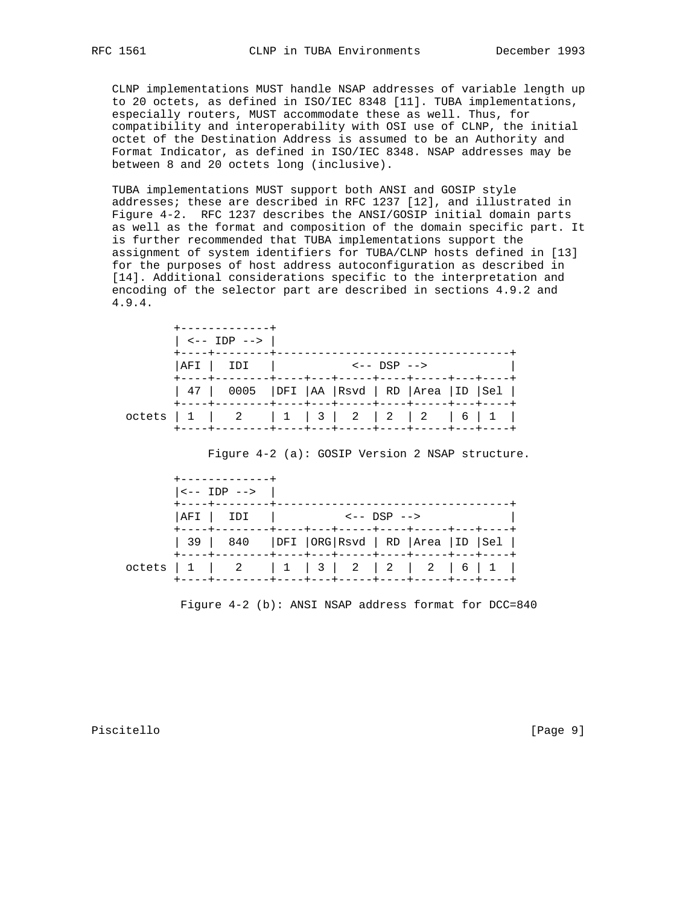CLNP implementations MUST handle NSAP addresses of variable length up to 20 octets, as defined in ISO/IEC 8348 [11]. TUBA implementations, especially routers, MUST accommodate these as well. Thus, for compatibility and interoperability with OSI use of CLNP, the initial octet of the Destination Address is assumed to be an Authority and Format Indicator, as defined in ISO/IEC 8348. NSAP addresses may be between 8 and 20 octets long (inclusive).

TUBA implementations MUST support both ANSI and GOSIP style addresses; these are described in RFC 1237 [12], and illustrated in Figure 4-2. RFC 1237 describes the ANSI/GOSIP initial domain parts as well as the format and composition of the domain specific part. It is further recommended that TUBA implementations support the assignment of system identifiers for TUBA/CLNP hosts defined in [13] for the purposes of host address autoconfiguration as described in [14]. Additional considerations specific to the interpretation and encoding of the selector part are described in sections 4.9.2 and 4.9.4.

```
        +-------------+
        | <-- IDP --> |
        +----+--------+-----------------------------------+
        |AFI |  IDI   |           <-- DSP -->             |
        +----+--------+----+---+-----+----+-----+---+----+
        | 47 |  0005  |DFI |AA |Rsvd | RD |Area |ID |Sel |
        +----+--------+----+---+-----+----+-----+---+----+
 octets | 1  |   2    | 1  | 3 |  2  | 2  | 2   | 6 | 1  |
        +----+--------+----+---+-----+----+-----+---+----+
```

Figure 4-2 (a): GOSIP Version 2 NSAP structure.

```
        +-------------+
        |<-- IDP -->  |
        +----+--------+-----------------------------------+
        |AFI |  IDI   |          <-- DSP -->              |
        +----+--------+----+---+-----+----+-----+---+----+
        | 39 |  840   |DFI |ORG|Rsvd | RD |Area |ID |Sel |
        +----+--------+----+---+-----+----+-----+---+----+
 octets | 1  |   2    | 1  | 3 |  2  | 2  |  2  | 6 | 1  |
        +----+--------+----+---+-----+----+-----+---+----+
```

Figure 4-2 (b): ANSI NSAP address format for DCC=840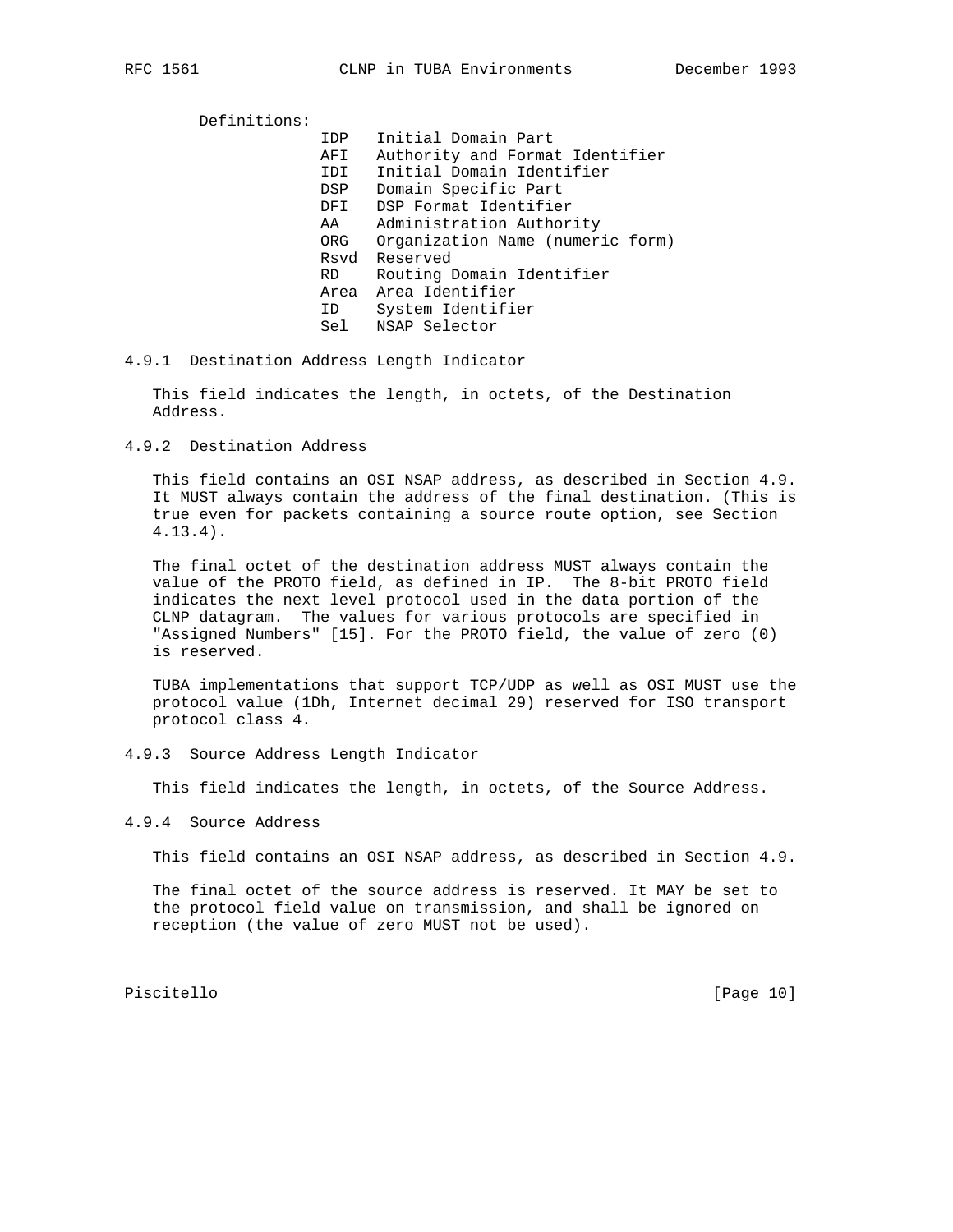Definitions:

| | |
|---|---|
| IDP | Initial Domain Part |
| AFI | Authority and Format Identifier |
| IDI | Initial Domain Identifier |
| DSP | Domain Specific Part |
| DFI | DSP Format Identifier |
| AA | Administration Authority |
| ORG | Organization Name (numeric form) |
| Rsvd | Reserved |
| RD | Routing Domain Identifier |
| Area | Area Identifier |
| ID | System Identifier |
| Sel | NSAP Selector |

### 4.9.1 Destination Address Length Indicator

This field indicates the length, in octets, of the Destination Address.

### 4.9.2 Destination Address

This field contains an OSI NSAP address, as described in Section 4.9. It MUST always contain the address of the final destination. (This is true even for packets containing a source route option, see Section 4.13.4).

The final octet of the destination address MUST always contain the value of the PROTO field, as defined in IP. The 8-bit PROTO field indicates the next level protocol used in the data portion of the CLNP datagram. The values for various protocols are specified in "Assigned Numbers" [15]. For the PROTO field, the value of zero (0) is reserved.

TUBA implementations that support TCP/UDP as well as OSI MUST use the protocol value (1Dh, Internet decimal 29) reserved for ISO transport protocol class 4.

### 4.9.3 Source Address Length Indicator

This field indicates the length, in octets, of the Source Address.

### 4.9.4 Source Address

This field contains an OSI NSAP address, as described in Section 4.9.

The final octet of the source address is reserved. It MAY be set to the protocol field value on transmission, and shall be ignored on reception (the value of zero MUST not be used).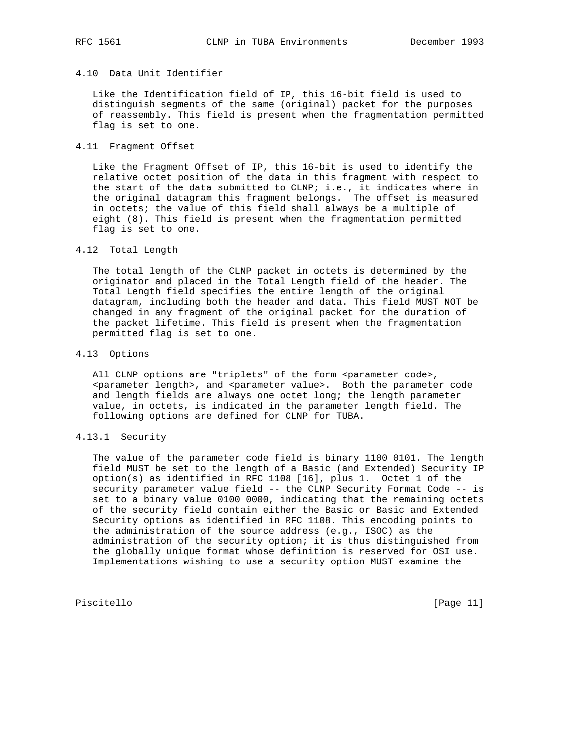### 4.10 Data Unit Identifier

Like the Identification field of IP, this 16-bit field is used to distinguish segments of the same (original) packet for the purposes of reassembly. This field is present when the fragmentation permitted flag is set to one.

### 4.11 Fragment Offset

Like the Fragment Offset of IP, this 16-bit is used to identify the relative octet position of the data in this fragment with respect to the start of the data submitted to CLNP; i.e., it indicates where in the original datagram this fragment belongs. The offset is measured in octets; the value of this field shall always be a multiple of eight (8). This field is present when the fragmentation permitted flag is set to one.

### 4.12 Total Length

The total length of the CLNP packet in octets is determined by the originator and placed in the Total Length field of the header. The Total Length field specifies the entire length of the original datagram, including both the header and data. This field MUST NOT be changed in any fragment of the original packet for the duration of the packet lifetime. This field is present when the fragmentation permitted flag is set to one.

### 4.13 Options

All CLNP options are "triplets" of the form <parameter code>, <parameter length>, and <parameter value>. Both the parameter code and length fields are always one octet long; the length parameter value, in octets, is indicated in the parameter length field. The following options are defined for CLNP for TUBA.

#### 4.13.1 Security

The value of the parameter code field is binary 1100 0101. The length field MUST be set to the length of a Basic (and Extended) Security IP option(s) as identified in RFC 1108 [16], plus 1. Octet 1 of the security parameter value field -- the CLNP Security Format Code -- is set to a binary value 0100 0000, indicating that the remaining octets of the security field contain either the Basic or Basic and Extended Security options as identified in RFC 1108. This encoding points to the administration of the source address (e.g., ISOC) as the administration of the security option; it is thus distinguished from the globally unique format whose definition is reserved for OSI use. Implementations wishing to use a security option MUST examine the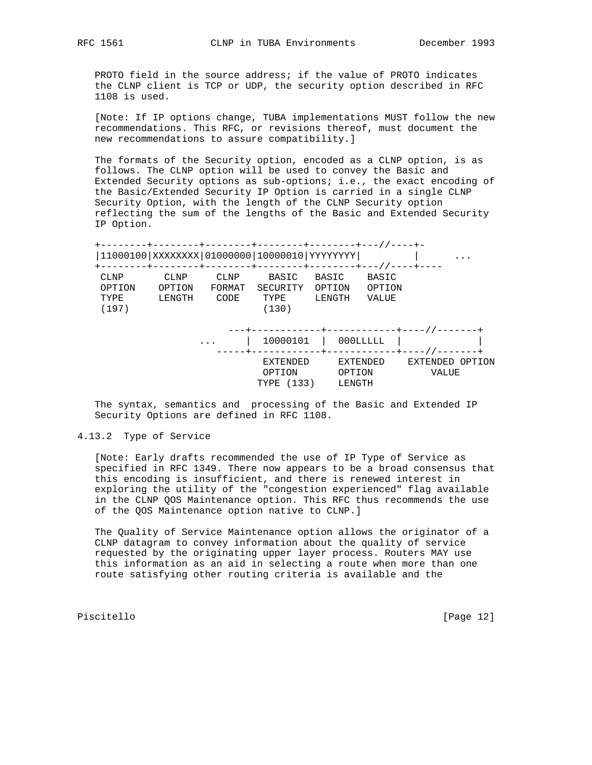PROTO field in the source address; if the value of PROTO indicates the CLNP client is TCP or UDP, the security option described in RFC 1108 is used.

[Note: If IP options change, TUBA implementations MUST follow the new recommendations. This RFC, or revisions thereof, must document the new recommendations to assure compatibility.]

The formats of the Security option, encoded as a CLNP option, is as follows. The CLNP option will be used to convey the Basic and Extended Security options as sub-options; i.e., the exact encoding of the Basic/Extended Security IP Option is carried in a single CLNP Security Option, with the length of the CLNP Security option reflecting the sum of the lengths of the Basic and Extended Security IP Option.

```
+--------+--------+--------+--------+--------+---//----+-
|11000100|XXXXXXXX|01000000|10000010|YYYYYYYY|         |      ...
+--------+--------+--------+--------+--------+---//----+----
 CLNP     CLNP     CLNP     BASIC    BASIC    BASIC
 OPTION   OPTION   FORMAT   SECURITY OPTION   OPTION
 TYPE     LENGTH   CODE     TYPE     LENGTH   VALUE
 (197)                      (130)

                      ---+------------+------------+----//-------+
                 ...     |  10000101  |  000LLLLL  |             |
                    -----+------------+------------+----//-------+
                          EXTENDED     EXTENDED    EXTENDED OPTION
                          OPTION       OPTION          VALUE
                         TYPE (133)    LENGTH
```

The syntax, semantics and processing of the Basic and Extended IP Security Options are defined in RFC 1108.

## 4.13.2 Type of Service

[Note: Early drafts recommended the use of IP Type of Service as specified in RFC 1349. There now appears to be a broad consensus that this encoding is insufficient, and there is renewed interest in exploring the utility of the "congestion experienced" flag available in the CLNP QOS Maintenance option. This RFC thus recommends the use of the QOS Maintenance option native to CLNP.]

The Quality of Service Maintenance option allows the originator of a CLNP datagram to convey information about the quality of service requested by the originating upper layer process. Routers MAY use this information as an aid in selecting a route when more than one route satisfying other routing criteria is available and the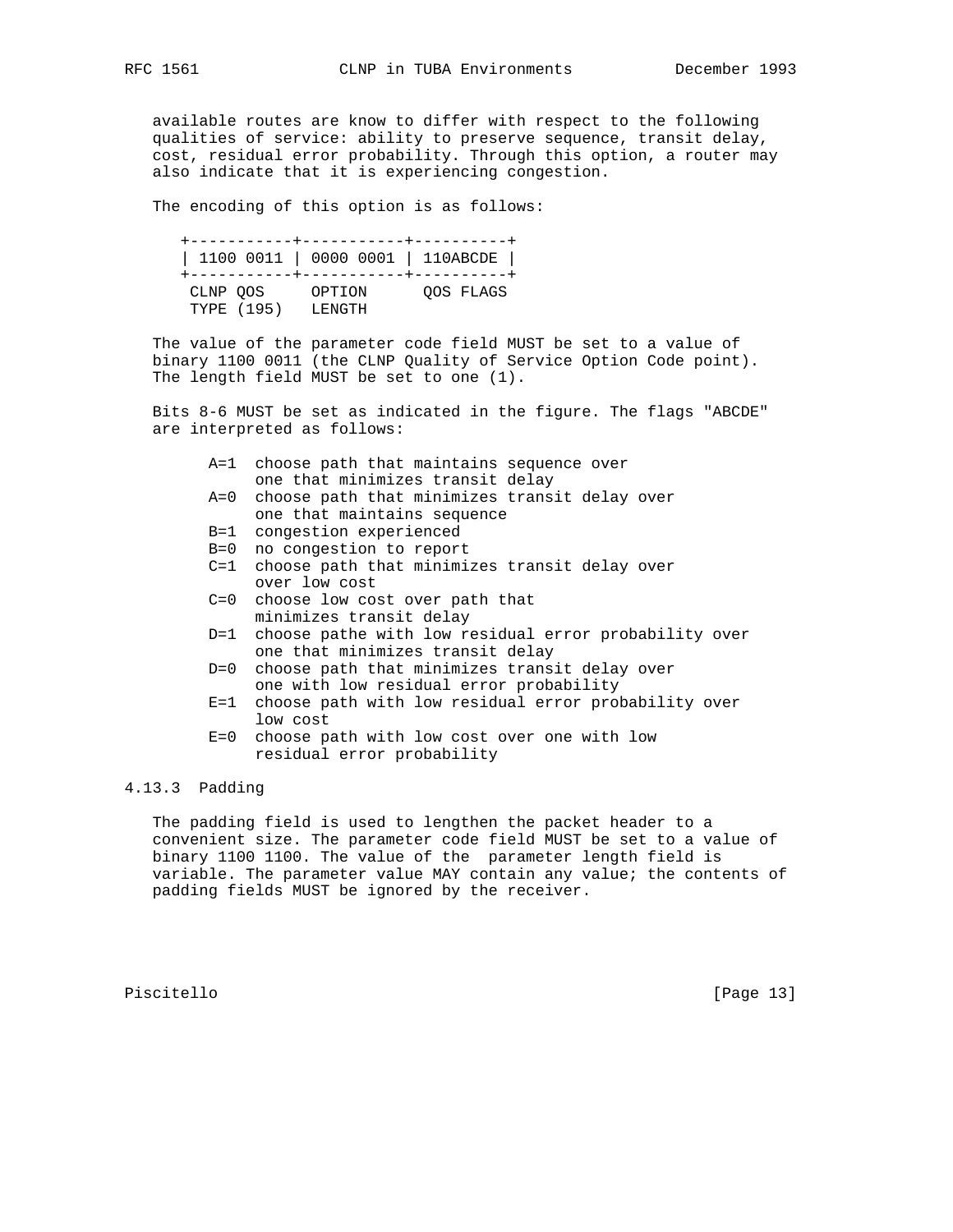available routes are know to differ with respect to the following qualities of service: ability to preserve sequence, transit delay, cost, residual error probability. Through this option, a router may also indicate that it is experiencing congestion.

The encoding of this option is as follows:

```
+-----------+-----------+----------+
| 1100 0011 | 0000 0001 | 110ABCDE |
+-----------+-----------+----------+
 CLNP QOS     OPTION      QOS FLAGS
 TYPE (195)   LENGTH
```

The value of the parameter code field MUST be set to a value of binary 1100 0011 (the CLNP Quality of Service Option Code point). The length field MUST be set to one (1).

Bits 8-6 MUST be set as indicated in the figure. The flags "ABCDE" are interpreted as follows:

```
A=1  choose path that maintains sequence over
     one that minimizes transit delay
A=0  choose path that minimizes transit delay over
     one that maintains sequence
B=1  congestion experienced
B=0  no congestion to report
C=1  choose path that minimizes transit delay over
     over low cost
C=0  choose low cost over path that
     minimizes transit delay
D=1  choose pathe with low residual error probability over
     one that minimizes transit delay
D=0  choose path that minimizes transit delay over
     one with low residual error probability
E=1  choose path with low residual error probability over
     low cost
E=0  choose path with low cost over one with low
     residual error probability
```

### 4.13.3 Padding

The padding field is used to lengthen the packet header to a convenient size. The parameter code field MUST be set to a value of binary 1100 1100. The value of the parameter length field is variable. The parameter value MAY contain any value; the contents of padding fields MUST be ignored by the receiver.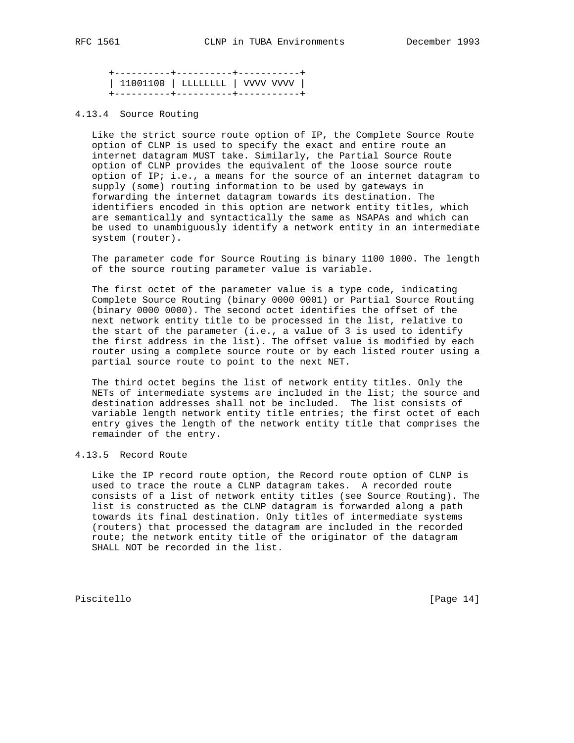```
+----------+----------+-----------+
| 11001100 | LLLLLLLL | VVVV VVVV |
+----------+----------+-----------+
```

### 4.13.4 Source Routing

Like the strict source route option of IP, the Complete Source Route option of CLNP is used to specify the exact and entire route an internet datagram MUST take. Similarly, the Partial Source Route option of CLNP provides the equivalent of the loose source route option of IP; i.e., a means for the source of an internet datagram to supply (some) routing information to be used by gateways in forwarding the internet datagram towards its destination. The identifiers encoded in this option are network entity titles, which are semantically and syntactically the same as NSAPAs and which can be used to unambiguously identify a network entity in an intermediate system (router).

The parameter code for Source Routing is binary 1100 1000. The length of the source routing parameter value is variable.

The first octet of the parameter value is a type code, indicating Complete Source Routing (binary 0000 0001) or Partial Source Routing (binary 0000 0000). The second octet identifies the offset of the next network entity title to be processed in the list, relative to the start of the parameter (i.e., a value of 3 is used to identify the first address in the list). The offset value is modified by each router using a complete source route or by each listed router using a partial source route to point to the next NET.

The third octet begins the list of network entity titles. Only the NETs of intermediate systems are included in the list; the source and destination addresses shall not be included. The list consists of variable length network entity title entries; the first octet of each entry gives the length of the network entity title that comprises the remainder of the entry.

### 4.13.5 Record Route

Like the IP record route option, the Record route option of CLNP is used to trace the route a CLNP datagram takes. A recorded route consists of a list of network entity titles (see Source Routing). The list is constructed as the CLNP datagram is forwarded along a path towards its final destination. Only titles of intermediate systems (routers) that processed the datagram are included in the recorded route; the network entity title of the originator of the datagram SHALL NOT be recorded in the list.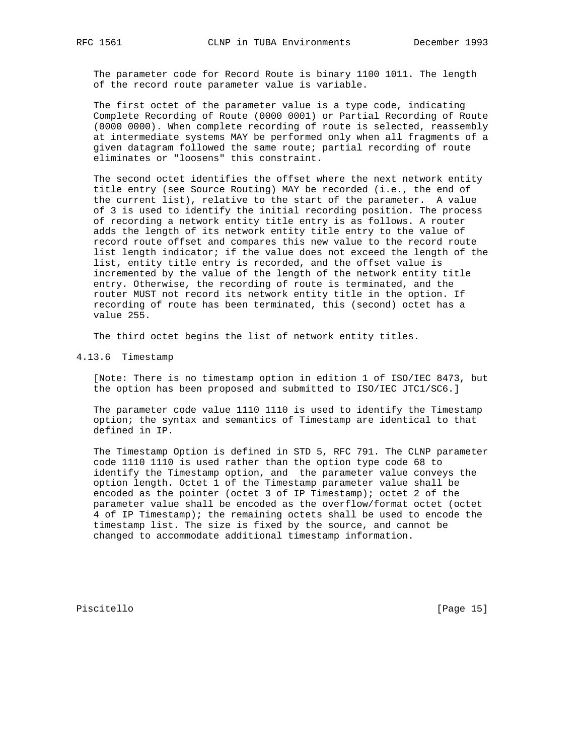The parameter code for Record Route is binary 1100 1011. The length of the record route parameter value is variable.

The first octet of the parameter value is a type code, indicating Complete Recording of Route (0000 0001) or Partial Recording of Route (0000 0000). When complete recording of route is selected, reassembly at intermediate systems MAY be performed only when all fragments of a given datagram followed the same route; partial recording of route eliminates or "loosens" this constraint.

The second octet identifies the offset where the next network entity title entry (see Source Routing) MAY be recorded (i.e., the end of the current list), relative to the start of the parameter. A value of 3 is used to identify the initial recording position. The process of recording a network entity title entry is as follows. A router adds the length of its network entity title entry to the value of record route offset and compares this new value to the record route list length indicator; if the value does not exceed the length of the list, entity title entry is recorded, and the offset value is incremented by the value of the length of the network entity title entry. Otherwise, the recording of route is terminated, and the router MUST not record its network entity title in the option. If recording of route has been terminated, this (second) octet has a value 255.

The third octet begins the list of network entity titles.

### 4.13.6 Timestamp

[Note: There is no timestamp option in edition 1 of ISO/IEC 8473, but the option has been proposed and submitted to ISO/IEC JTC1/SC6.]

The parameter code value 1110 1110 is used to identify the Timestamp option; the syntax and semantics of Timestamp are identical to that defined in IP.

The Timestamp Option is defined in STD 5, RFC 791. The CLNP parameter code 1110 1110 is used rather than the option type code 68 to identify the Timestamp option, and the parameter value conveys the option length. Octet 1 of the Timestamp parameter value shall be encoded as the pointer (octet 3 of IP Timestamp); octet 2 of the parameter value shall be encoded as the overflow/format octet (octet 4 of IP Timestamp); the remaining octets shall be used to encode the timestamp list. The size is fixed by the source, and cannot be changed to accommodate additional timestamp information.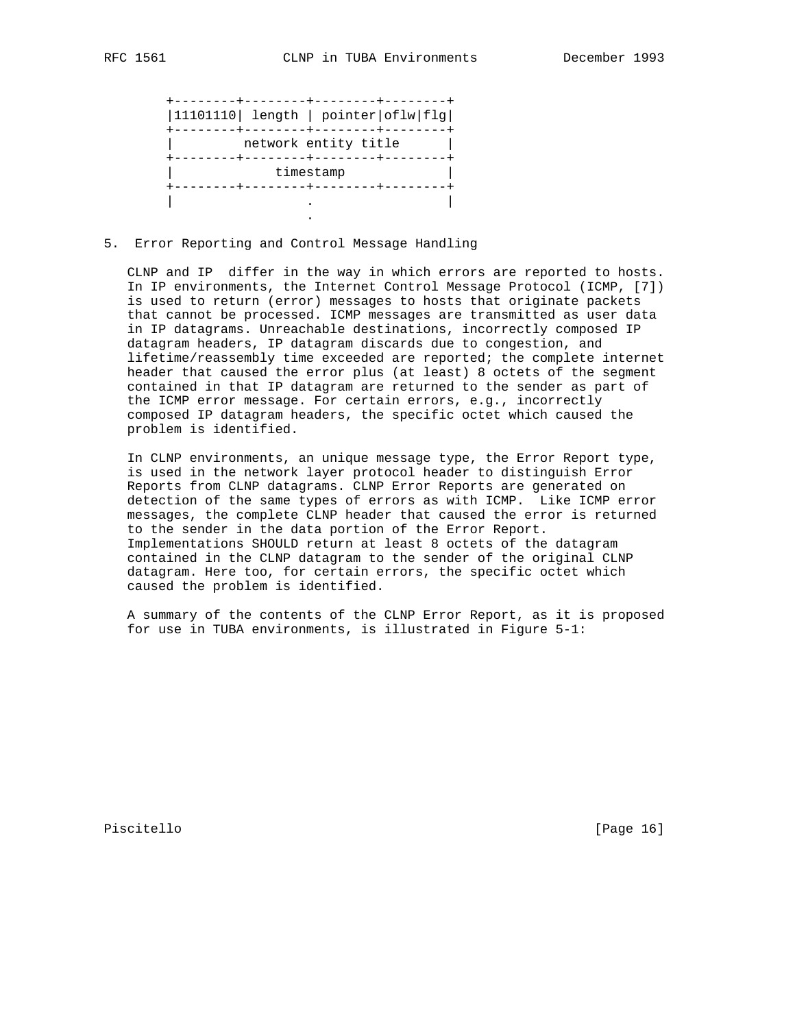```
        +--------+--------+--------+--------+
        |11101110| length | pointer|oflw|flg|
        +--------+--------+--------+--------+
        |         network entity title      |
        +--------+--------+--------+--------+
        |             timestamp             |
        +--------+--------+--------+--------+
        |                 .                 |
                          .
```

## 5. Error Reporting and Control Message Handling

CLNP and IP differ in the way in which errors are reported to hosts. In IP environments, the Internet Control Message Protocol (ICMP, [7]) is used to return (error) messages to hosts that originate packets that cannot be processed. ICMP messages are transmitted as user data in IP datagrams. Unreachable destinations, incorrectly composed IP datagram headers, IP datagram discards due to congestion, and lifetime/reassembly time exceeded are reported; the complete internet header that caused the error plus (at least) 8 octets of the segment contained in that IP datagram are returned to the sender as part of the ICMP error message. For certain errors, e.g., incorrectly composed IP datagram headers, the specific octet which caused the problem is identified.

In CLNP environments, an unique message type, the Error Report type, is used in the network layer protocol header to distinguish Error Reports from CLNP datagrams. CLNP Error Reports are generated on detection of the same types of errors as with ICMP. Like ICMP error messages, the complete CLNP header that caused the error is returned to the sender in the data portion of the Error Report. Implementations SHOULD return at least 8 octets of the datagram contained in the CLNP datagram to the sender of the original CLNP datagram. Here too, for certain errors, the specific octet which caused the problem is identified.

A summary of the contents of the CLNP Error Report, as it is proposed for use in TUBA environments, is illustrated in Figure 5-1: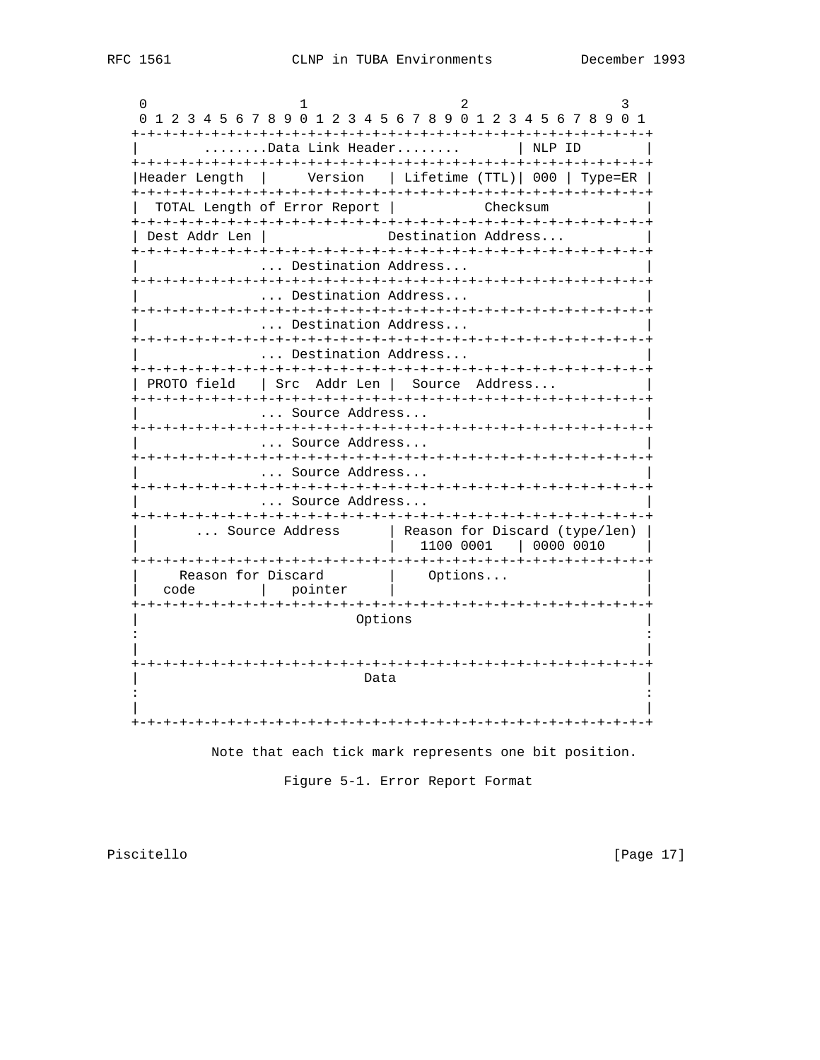```
 0                   1                   2                   3
 0 1 2 3 4 5 6 7 8 9 0 1 2 3 4 5 6 7 8 9 0 1 2 3 4 5 6 7 8 9 0 1
+-+-+-+-+-+-+-+-+-+-+-+-+-+-+-+-+-+-+-+-+-+-+-+-+-+-+-+-+-+-+-+-+
|        ........Data Link Header........        | NLP ID        |
+-+-+-+-+-+-+-+-+-+-+-+-+-+-+-+-+-+-+-+-+-+-+-+-+-+-+-+-+-+-+-+-+
|Header Length  |     Version   | Lifetime (TTL)| 000 | Type=ER |
+-+-+-+-+-+-+-+-+-+-+-+-+-+-+-+-+-+-+-+-+-+-+-+-+-+-+-+-+-+-+-+-+
|  TOTAL Length of Error Report |           Checksum            |
+-+-+-+-+-+-+-+-+-+-+-+-+-+-+-+-+-+-+-+-+-+-+-+-+-+-+-+-+-+-+-+-+
| Dest Addr Len |               Destination Address...          |
+-+-+-+-+-+-+-+-+-+-+-+-+-+-+-+-+-+-+-+-+-+-+-+-+-+-+-+-+-+-+-+-+
|               ... Destination Address...                      |
+-+-+-+-+-+-+-+-+-+-+-+-+-+-+-+-+-+-+-+-+-+-+-+-+-+-+-+-+-+-+-+-+
|               ... Destination Address...                      |
+-+-+-+-+-+-+-+-+-+-+-+-+-+-+-+-+-+-+-+-+-+-+-+-+-+-+-+-+-+-+-+-+
|               ... Destination Address...                      |
+-+-+-+-+-+-+-+-+-+-+-+-+-+-+-+-+-+-+-+-+-+-+-+-+-+-+-+-+-+-+-+-+
|               ... Destination Address...                      |
+-+-+-+-+-+-+-+-+-+-+-+-+-+-+-+-+-+-+-+-+-+-+-+-+-+-+-+-+-+-+-+-+
| PROTO field   | Src  Addr Len |  Source  Address...           |
+-+-+-+-+-+-+-+-+-+-+-+-+-+-+-+-+-+-+-+-+-+-+-+-+-+-+-+-+-+-+-+-+
|               ... Source Address...                           |
+-+-+-+-+-+-+-+-+-+-+-+-+-+-+-+-+-+-+-+-+-+-+-+-+-+-+-+-+-+-+-+-+
|               ... Source Address...                           |
+-+-+-+-+-+-+-+-+-+-+-+-+-+-+-+-+-+-+-+-+-+-+-+-+-+-+-+-+-+-+-+-+
|               ... Source Address...                           |
+-+-+-+-+-+-+-+-+-+-+-+-+-+-+-+-+-+-+-+-+-+-+-+-+-+-+-+-+-+-+-+-+
|               ... Source Address...                           |
+-+-+-+-+-+-+-+-+-+-+-+-+-+-+-+-+-+-+-+-+-+-+-+-+-+-+-+-+-+-+-+-+
|       ... Source Address      | Reason for Discard (type/len) |
|                               |   1100 0001   | 0000 0010     |
+-+-+-+-+-+-+-+-+-+-+-+-+-+-+-+-+-+-+-+-+-+-+-+-+-+-+-+-+-+-+-+-+
|     Reason for Discard        |    Options...                 |
|   code        |   pointer     |                               |
+-+-+-+-+-+-+-+-+-+-+-+-+-+-+-+-+-+-+-+-+-+-+-+-+-+-+-+-+-+-+-+-+
|                            Options                            |
:                                                               :
|                                                               |
+-+-+-+-+-+-+-+-+-+-+-+-+-+-+-+-+-+-+-+-+-+-+-+-+-+-+-+-+-+-+-+-+
|                             Data                              |
:                                                               :
|                                                               |
+-+-+-+-+-+-+-+-+-+-+-+-+-+-+-+-+-+-+-+-+-+-+-+-+-+-+-+-+-+-+-+-+
```

Note that each tick mark represents one bit position.

Figure 5-1. Error Report Format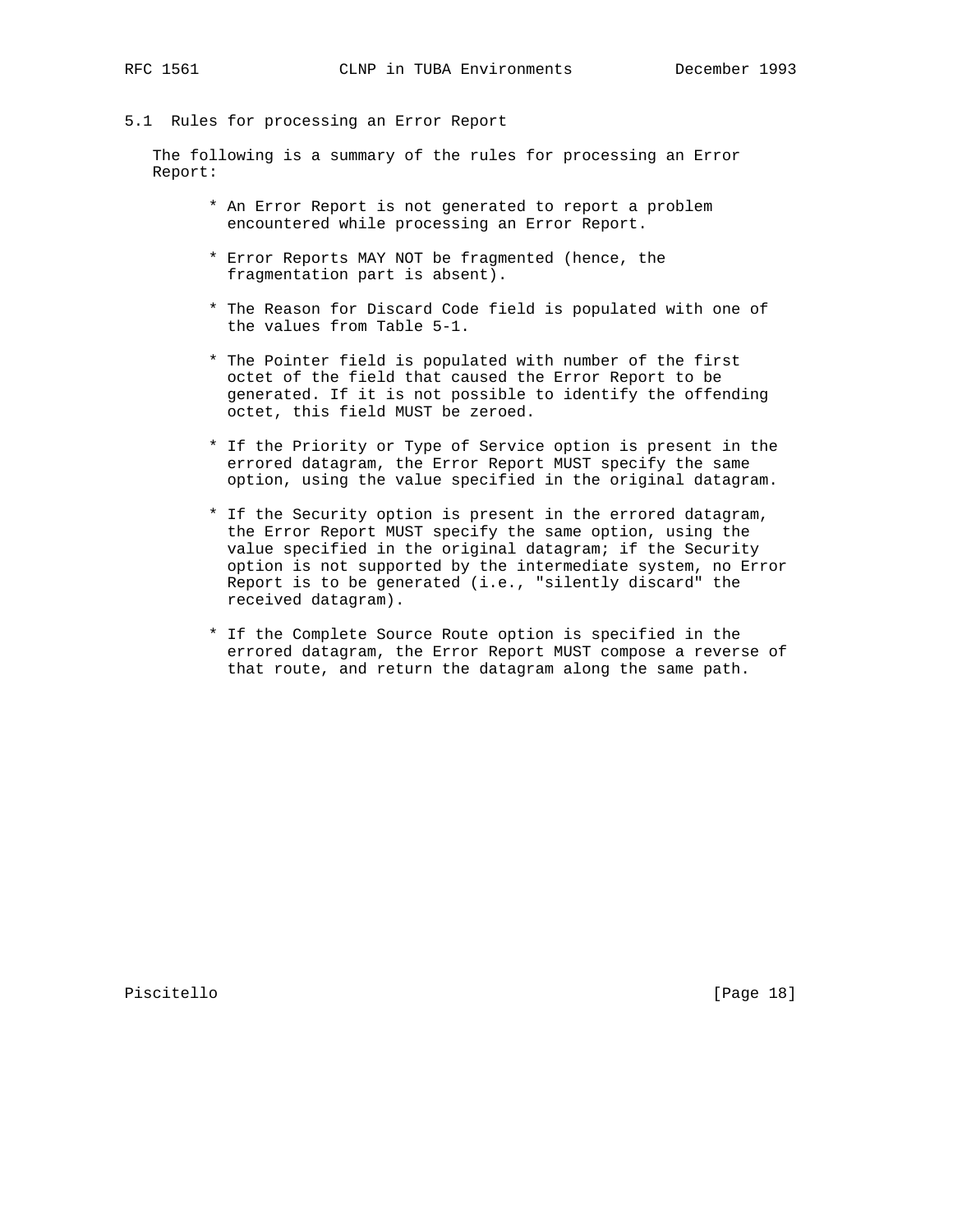## 5.1 Rules for processing an Error Report

The following is a summary of the rules for processing an Error Report:

- An Error Report is not generated to report a problem encountered while processing an Error Report.
- Error Reports MAY NOT be fragmented (hence, the fragmentation part is absent).
- The Reason for Discard Code field is populated with one of the values from Table 5-1.
- The Pointer field is populated with number of the first octet of the field that caused the Error Report to be generated. If it is not possible to identify the offending octet, this field MUST be zeroed.
- If the Priority or Type of Service option is present in the errored datagram, the Error Report MUST specify the same option, using the value specified in the original datagram.
- If the Security option is present in the errored datagram, the Error Report MUST specify the same option, using the value specified in the original datagram; if the Security option is not supported by the intermediate system, no Error Report is to be generated (i.e., "silently discard" the received datagram).
- If the Complete Source Route option is specified in the errored datagram, the Error Report MUST compose a reverse of that route, and return the datagram along the same path.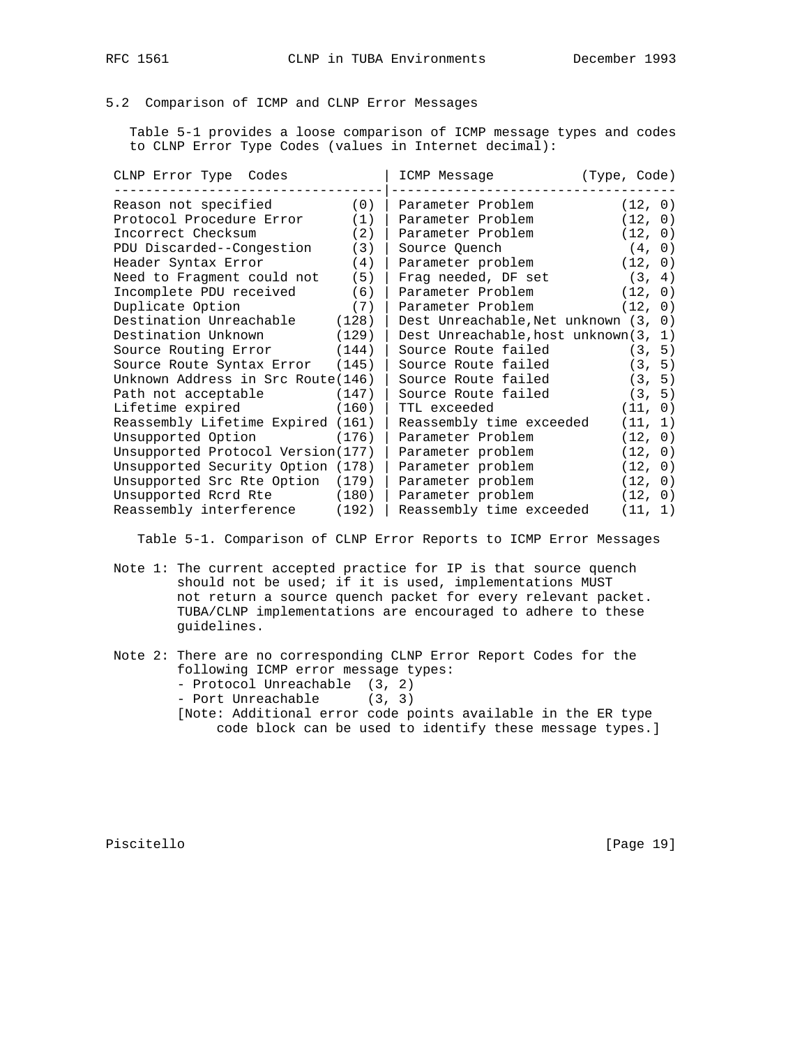### 5.2 Comparison of ICMP and CLNP Error Messages

Table 5-1 provides a loose comparison of ICMP message types and codes to CLNP Error Type Codes (values in Internet decimal):

| CLNP Error Type | Codes | ICMP Message | (Type, Code) |
|---|---|---|---|
| Reason not specified | (0) | Parameter Problem | (12, 0) |
| Protocol Procedure Error | (1) | Parameter Problem | (12, 0) |
| Incorrect Checksum | (2) | Parameter Problem | (12, 0) |
| PDU Discarded--Congestion | (3) | Source Quench | (4, 0) |
| Header Syntax Error | (4) | Parameter problem | (12, 0) |
| Need to Fragment could not | (5) | Frag needed, DF set | (3, 4) |
| Incomplete PDU received | (6) | Parameter Problem | (12, 0) |
| Duplicate Option | (7) | Parameter Problem | (12, 0) |
| Destination Unreachable | (128) | Dest Unreachable,Net unknown | (3, 0) |
| Destination Unknown | (129) | Dest Unreachable,host unknown | (3, 1) |
| Source Routing Error | (144) | Source Route failed | (3, 5) |
| Source Route Syntax Error | (145) | Source Route failed | (3, 5) |
| Unknown Address in Src Route | (146) | Source Route failed | (3, 5) |
| Path not acceptable | (147) | Source Route failed | (3, 5) |
| Lifetime expired | (160) | TTL exceeded | (11, 0) |
| Reassembly Lifetime Expired | (161) | Reassembly time exceeded | (11, 1) |
| Unsupported Option | (176) | Parameter Problem | (12, 0) |
| Unsupported Protocol Version | (177) | Parameter problem | (12, 0) |
| Unsupported Security Option | (178) | Parameter problem | (12, 0) |
| Unsupported Src Rte Option | (179) | Parameter problem | (12, 0) |
| Unsupported Rcrd Rte | (180) | Parameter problem | (12, 0) |
| Reassembly interference | (192) | Reassembly time exceeded | (11, 1) |

Table 5-1. Comparison of CLNP Error Reports to ICMP Error Messages

Note 1: The current accepted practice for IP is that source quench should not be used; if it is used, implementations MUST not return a source quench packet for every relevant packet. TUBA/CLNP implementations are encouraged to adhere to these guidelines.

Note 2: There are no corresponding CLNP Error Report Codes for the following ICMP error message types:

- Protocol Unreachable (3, 2)
- Port Unreachable (3, 3)

[Note: Additional error code points available in the ER type code block can be used to identify these message types.]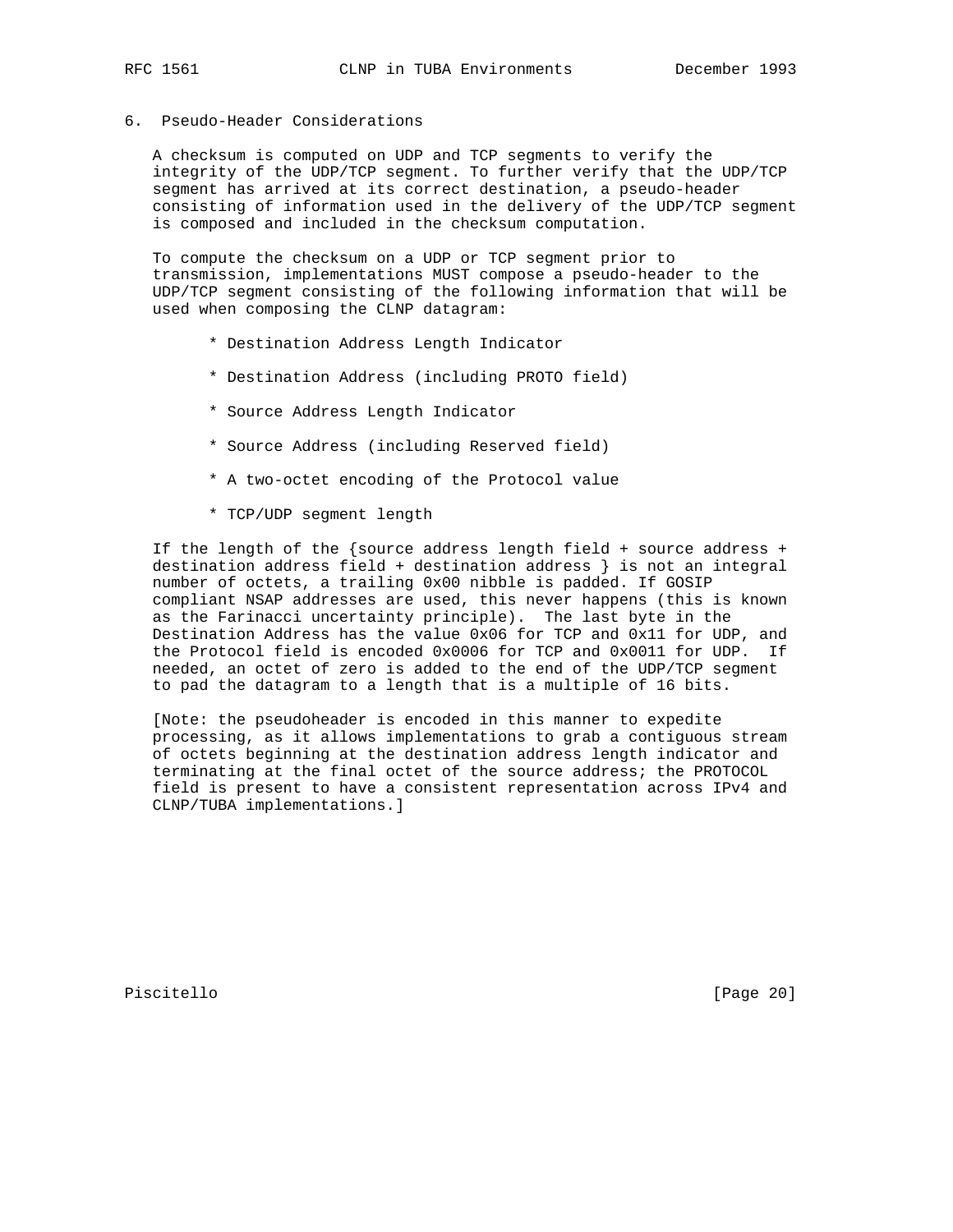## 6. Pseudo-Header Considerations

A checksum is computed on UDP and TCP segments to verify the integrity of the UDP/TCP segment. To further verify that the UDP/TCP segment has arrived at its correct destination, a pseudo-header consisting of information used in the delivery of the UDP/TCP segment is composed and included in the checksum computation.

To compute the checksum on a UDP or TCP segment prior to transmission, implementations MUST compose a pseudo-header to the UDP/TCP segment consisting of the following information that will be used when composing the CLNP datagram:

* Destination Address Length Indicator
* Destination Address (including PROTO field)
* Source Address Length Indicator
* Source Address (including Reserved field)
* A two-octet encoding of the Protocol value
* TCP/UDP segment length

If the length of the {source address length field + source address + destination address field + destination address } is not an integral number of octets, a trailing 0x00 nibble is padded. If GOSIP compliant NSAP addresses are used, this never happens (this is known as the Farinacci uncertainty principle). The last byte in the Destination Address has the value 0x06 for TCP and 0x11 for UDP, and the Protocol field is encoded 0x0006 for TCP and 0x0011 for UDP. If needed, an octet of zero is added to the end of the UDP/TCP segment to pad the datagram to a length that is a multiple of 16 bits.

[Note: the pseudoheader is encoded in this manner to expedite processing, as it allows implementations to grab a contiguous stream of octets beginning at the destination address length indicator and terminating at the final octet of the source address; the PROTOCOL field is present to have a consistent representation across IPv4 and CLNP/TUBA implementations.]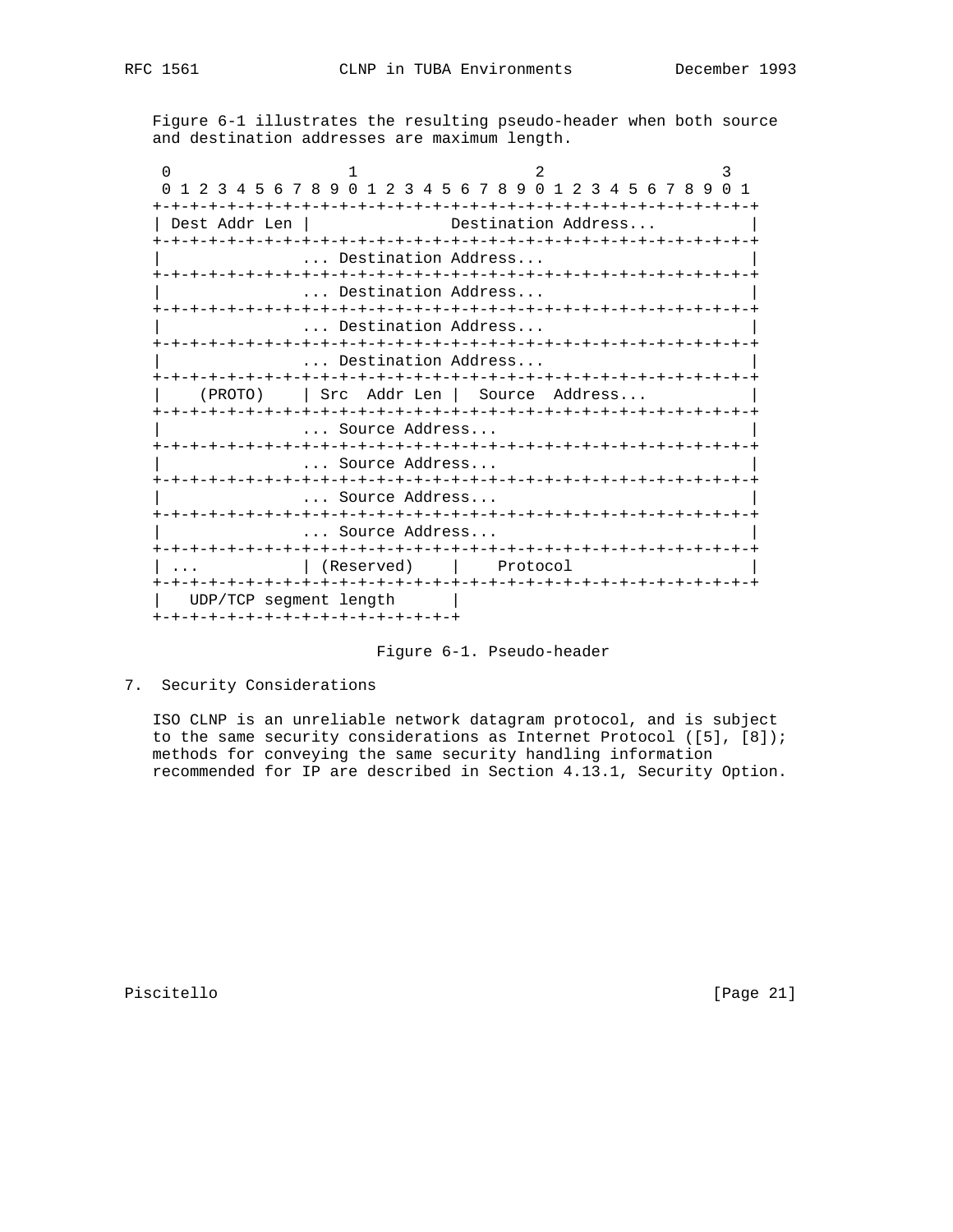Figure 6-1 illustrates the resulting pseudo-header when both source and destination addresses are maximum length.

```
 0                   1                   2                   3
 0 1 2 3 4 5 6 7 8 9 0 1 2 3 4 5 6 7 8 9 0 1 2 3 4 5 6 7 8 9 0 1
+-+-+-+-+-+-+-+-+-+-+-+-+-+-+-+-+-+-+-+-+-+-+-+-+-+-+-+-+-+-+-+-+
| Dest Addr Len |              Destination Address...           |
+-+-+-+-+-+-+-+-+-+-+-+-+-+-+-+-+-+-+-+-+-+-+-+-+-+-+-+-+-+-+-+-+
|               ... Destination Address...                      |
+-+-+-+-+-+-+-+-+-+-+-+-+-+-+-+-+-+-+-+-+-+-+-+-+-+-+-+-+-+-+-+-+
|               ... Destination Address...                      |
+-+-+-+-+-+-+-+-+-+-+-+-+-+-+-+-+-+-+-+-+-+-+-+-+-+-+-+-+-+-+-+-+
|               ... Destination Address...                      |
+-+-+-+-+-+-+-+-+-+-+-+-+-+-+-+-+-+-+-+-+-+-+-+-+-+-+-+-+-+-+-+-+
|               ... Destination Address...                      |
+-+-+-+-+-+-+-+-+-+-+-+-+-+-+-+-+-+-+-+-+-+-+-+-+-+-+-+-+-+-+-+-+
|    (PROTO)    | Src  Addr Len |  Source  Address...           |
+-+-+-+-+-+-+-+-+-+-+-+-+-+-+-+-+-+-+-+-+-+-+-+-+-+-+-+-+-+-+-+-+
|               ... Source Address...                           |
+-+-+-+-+-+-+-+-+-+-+-+-+-+-+-+-+-+-+-+-+-+-+-+-+-+-+-+-+-+-+-+-+
|               ... Source Address...                           |
+-+-+-+-+-+-+-+-+-+-+-+-+-+-+-+-+-+-+-+-+-+-+-+-+-+-+-+-+-+-+-+-+
|               ... Source Address...                           |
+-+-+-+-+-+-+-+-+-+-+-+-+-+-+-+-+-+-+-+-+-+-+-+-+-+-+-+-+-+-+-+-+
|               ... Source Address...                           |
+-+-+-+-+-+-+-+-+-+-+-+-+-+-+-+-+-+-+-+-+-+-+-+-+-+-+-+-+-+-+-+-+
| ...           | (Reserved)    |    Protocol                   |
+-+-+-+-+-+-+-+-+-+-+-+-+-+-+-+-+-+-+-+-+-+-+-+-+-+-+-+-+-+-+-+-+
|   UDP/TCP segment length      |
+-+-+-+-+-+-+-+-+-+-+-+-+-+-+-+-+
```

Figure 6-1. Pseudo-header

## 7. Security Considerations

ISO CLNP is an unreliable network datagram protocol, and is subject to the same security considerations as Internet Protocol ([5], [8]); methods for conveying the same security handling information recommended for IP are described in Section 4.13.1, Security Option.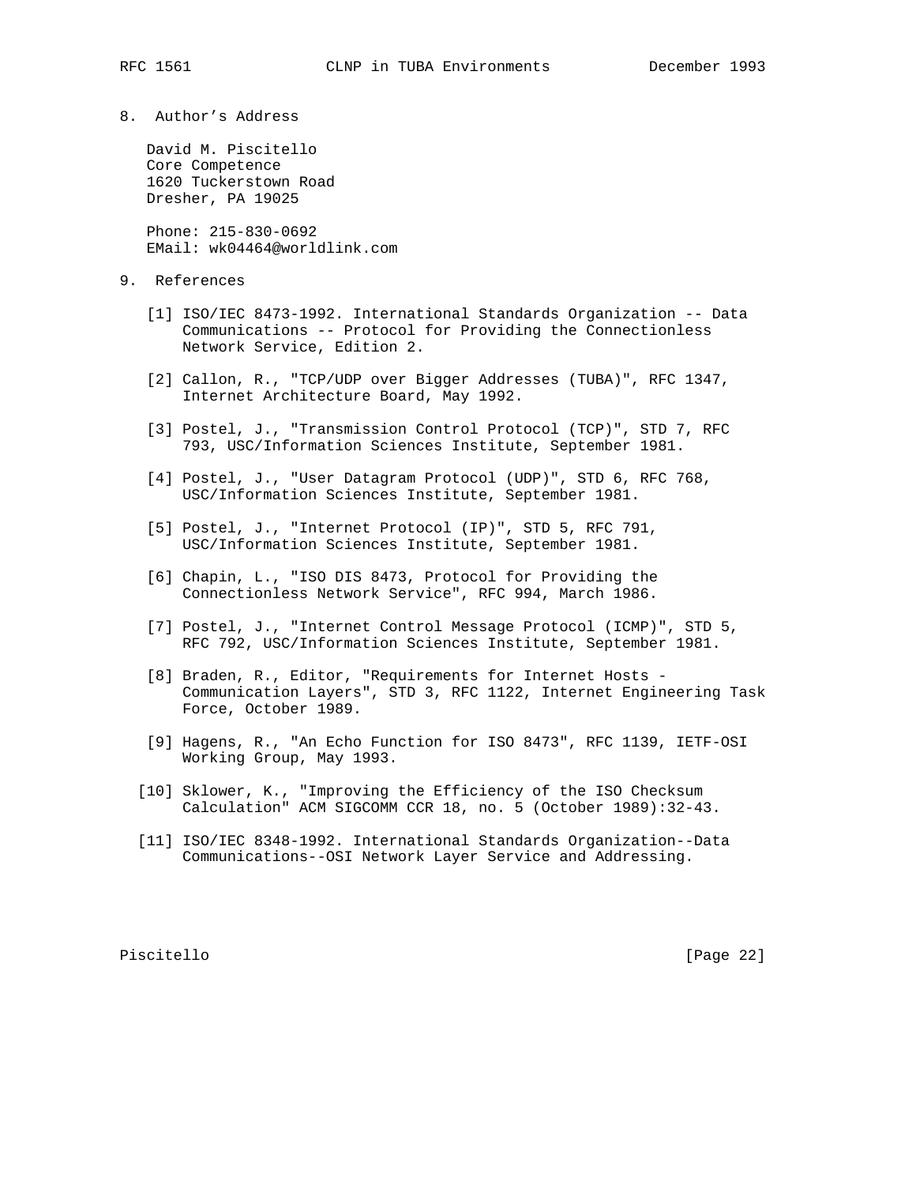## 8. Author's Address

David M. Piscitello
Core Competence
1620 Tuckerstown Road
Dresher, PA 19025

Phone: 215-830-0692
EMail: wk04464@worldlink.com

## 9. References

[1] ISO/IEC 8473-1992. International Standards Organization -- Data Communications -- Protocol for Providing the Connectionless Network Service, Edition 2.

[2] Callon, R., "TCP/UDP over Bigger Addresses (TUBA)", RFC 1347, Internet Architecture Board, May 1992.

[3] Postel, J., "Transmission Control Protocol (TCP)", STD 7, RFC 793, USC/Information Sciences Institute, September 1981.

[4] Postel, J., "User Datagram Protocol (UDP)", STD 6, RFC 768, USC/Information Sciences Institute, September 1981.

[5] Postel, J., "Internet Protocol (IP)", STD 5, RFC 791, USC/Information Sciences Institute, September 1981.

[6] Chapin, L., "ISO DIS 8473, Protocol for Providing the Connectionless Network Service", RFC 994, March 1986.

[7] Postel, J., "Internet Control Message Protocol (ICMP)", STD 5, RFC 792, USC/Information Sciences Institute, September 1981.

[8] Braden, R., Editor, "Requirements for Internet Hosts - Communication Layers", STD 3, RFC 1122, Internet Engineering Task Force, October 1989.

[9] Hagens, R., "An Echo Function for ISO 8473", RFC 1139, IETF-OSI Working Group, May 1993.

[10] Sklower, K., "Improving the Efficiency of the ISO Checksum Calculation" ACM SIGCOMM CCR 18, no. 5 (October 1989):32-43.

[11] ISO/IEC 8348-1992. International Standards Organization--Data Communications--OSI Network Layer Service and Addressing.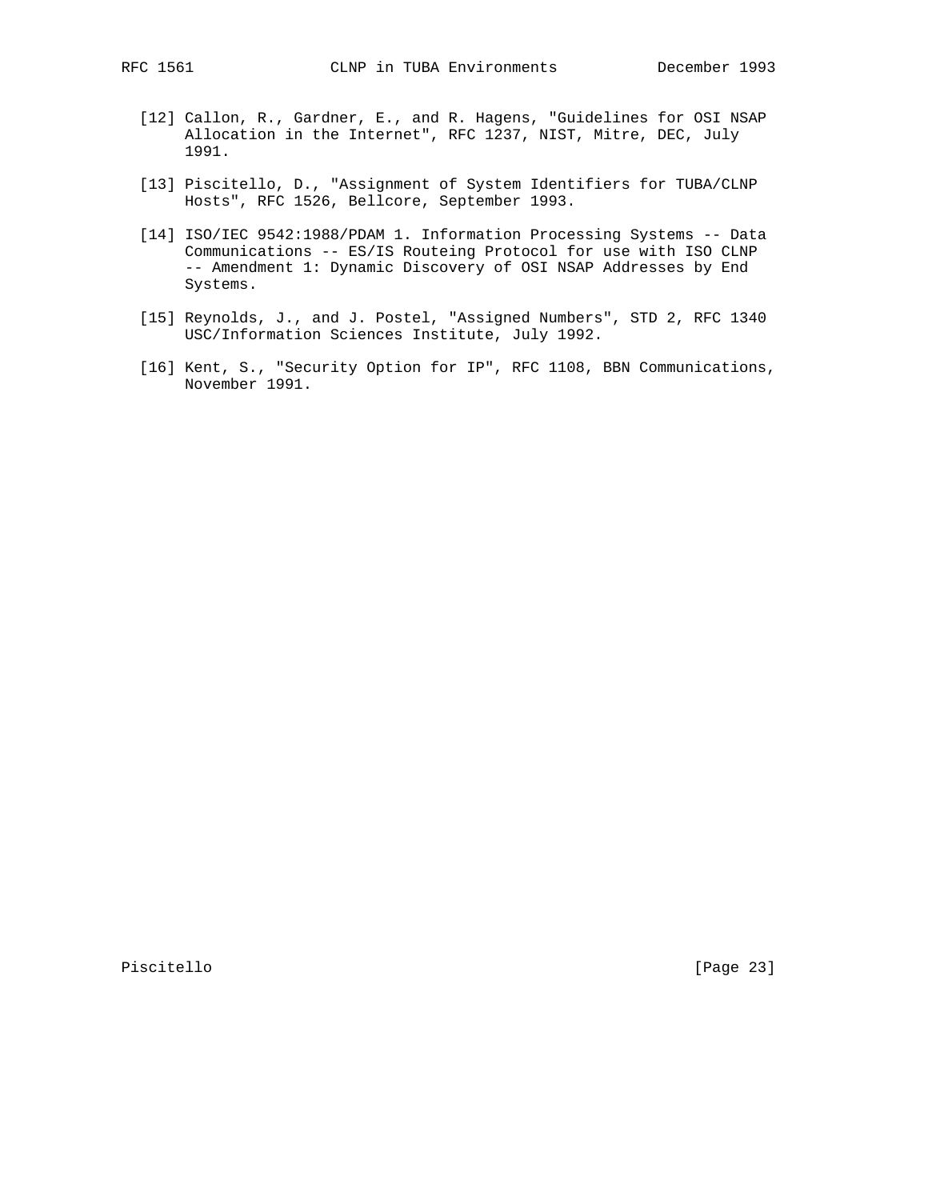[12] Callon, R., Gardner, E., and R. Hagens, "Guidelines for OSI NSAP Allocation in the Internet", RFC 1237, NIST, Mitre, DEC, July 1991.

[13] Piscitello, D., "Assignment of System Identifiers for TUBA/CLNP Hosts", RFC 1526, Bellcore, September 1993.

[14] ISO/IEC 9542:1988/PDAM 1. Information Processing Systems -- Data Communications -- ES/IS Routeing Protocol for use with ISO CLNP -- Amendment 1: Dynamic Discovery of OSI NSAP Addresses by End Systems.

[15] Reynolds, J., and J. Postel, "Assigned Numbers", STD 2, RFC 1340 USC/Information Sciences Institute, July 1992.

[16] Kent, S., "Security Option for IP", RFC 1108, BBN Communications, November 1991.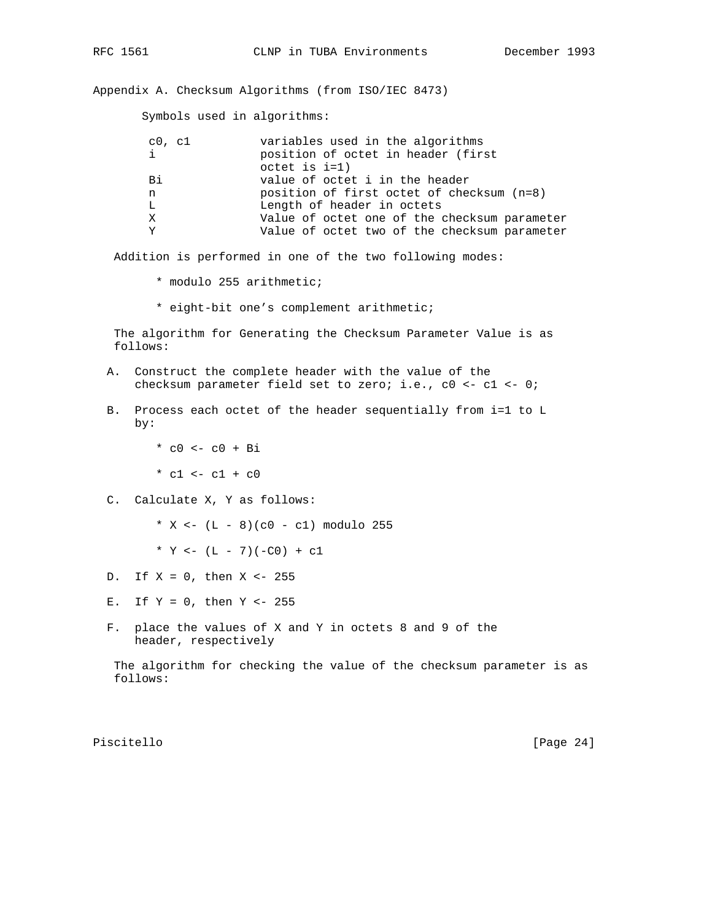## Appendix A. Checksum Algorithms (from ISO/IEC 8473)

Symbols used in algorithms:

| Symbol | Meaning |
|---|---|
| c0, c1 | variables used in the algorithms |
| i | position of octet in header (first octet is i=1) |
| Bi | value of octet i in the header |
| n | position of first octet of checksum (n=8) |
| L | Length of header in octets |
| X | Value of octet one of the checksum parameter |
| Y | Value of octet two of the checksum parameter |

Addition is performed in one of the two following modes:

- modulo 255 arithmetic;
- eight-bit one's complement arithmetic;

The algorithm for Generating the Checksum Parameter Value is as follows:

A. Construct the complete header with the value of the checksum parameter field set to zero; i.e., c0 <- c1 <- 0;

B. Process each octet of the header sequentially from i=1 to L by:

   - c0 <- c0 + Bi
   - c1 <- c1 + c0

C. Calculate X, Y as follows:

   - X <- (L - 8)(c0 - c1) modulo 255
   - Y <- (L - 7)(-C0) + c1

D. If X = 0, then X <- 255

E. If Y = 0, then Y <- 255

F. place the values of X and Y in octets 8 and 9 of the header, respectively

The algorithm for checking the value of the checksum parameter is as follows: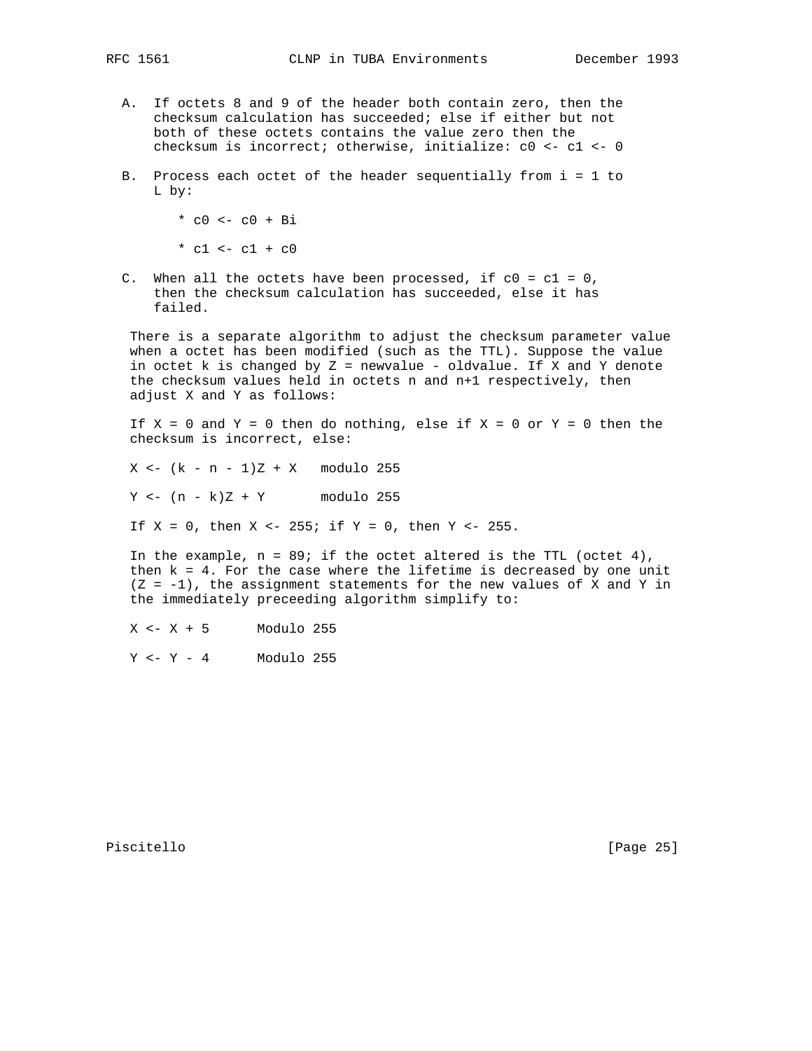A. If octets 8 and 9 of the header both contain zero, then the checksum calculation has succeeded; else if either but not both of these octets contains the value zero then the checksum is incorrect; otherwise, initialize: $c0 \leftarrow c1 \leftarrow 0$

B. Process each octet of the header sequentially from i = 1 to L by:

   * $c0 \leftarrow c0 + Bi$

   * $c1 \leftarrow c1 + c0$

C. When all the octets have been processed, if $c0 = c1 = 0$, then the checksum calculation has succeeded, else it has failed.

There is a separate algorithm to adjust the checksum parameter value when a octet has been modified (such as the TTL). Suppose the value in octet k is changed by Z = newvalue - oldvalue. If X and Y denote the checksum values held in octets n and n+1 respectively, then adjust X and Y as follows:

If X = 0 and Y = 0 then do nothing, else if X = 0 or Y = 0 then the checksum is incorrect, else:

$X \leftarrow (k - n - 1)Z + X \quad \text{modulo } 255$

$Y \leftarrow (n - k)Z + Y \quad \text{modulo } 255$

If X = 0, then $X \leftarrow 255$; if Y = 0, then $Y \leftarrow 255$.

In the example, n = 89; if the octet altered is the TTL (octet 4), then k = 4. For the case where the lifetime is decreased by one unit (Z = -1), the assignment statements for the new values of X and Y in the immediately preceeding algorithm simplify to:

$X \leftarrow X + 5 \quad \text{Modulo } 255$

$Y \leftarrow Y - 4 \quad \text{Modulo } 255$